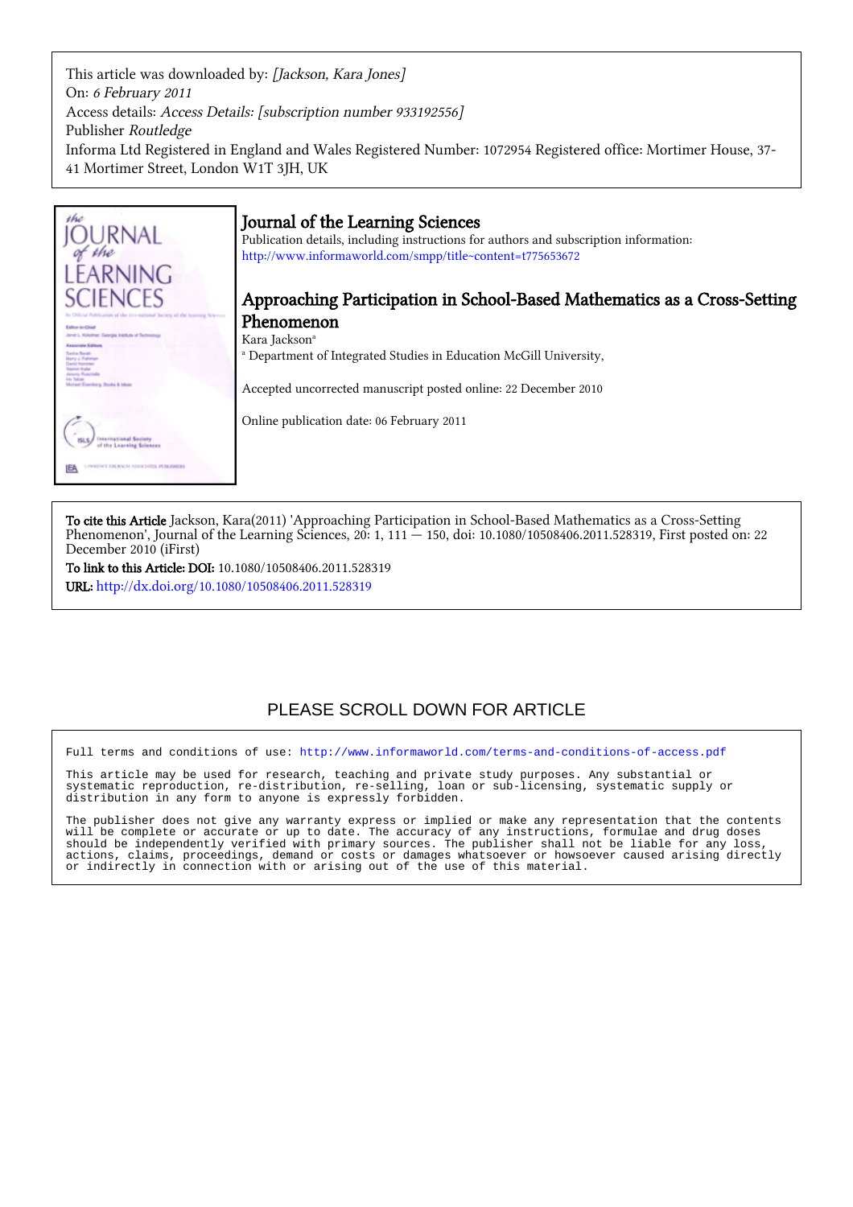This article was downloaded by: *[Jackson, Kara Jones]*
On: *6 February 2011*
Access details: *Access Details: [subscription number 933192556]*
Publisher *Routledge*
Informa Ltd Registered in England and Wales Registered Number: 1072954 Registered office: Mortimer House, 37-41 Mortimer Street, London W1T 3JH, UK

# Journal of the Learning Sciences

Publication details, including instructions for authors and subscription information:
http://www.informaworld.com/smpp/title~content=t775653672

## Approaching Participation in School-Based Mathematics as a Cross-Setting Phenomenon

Kara Jackson[a]

[a] Department of Integrated Studies in Education McGill University,

Accepted uncorrected manuscript posted online: 22 December 2010

Online publication date: 06 February 2011

**To cite this Article** Jackson, Kara(2011) 'Approaching Participation in School-Based Mathematics as a Cross-Setting Phenomenon', Journal of the Learning Sciences, 20: 1, 111 — 150, doi: 10.1080/10508406.2011.528319, First posted on: 22 December 2010 (iFirst)

**To link to this Article: DOI:** 10.1080/10508406.2011.528319

**URL:** http://dx.doi.org/10.1080/10508406.2011.528319

PLEASE SCROLL DOWN FOR ARTICLE

Full terms and conditions of use: http://www.informaworld.com/terms-and-conditions-of-access.pdf

This article may be used for research, teaching and private study purposes. Any substantial or systematic reproduction, re-distribution, re-selling, loan or sub-licensing, systematic supply or distribution in any form to anyone is expressly forbidden.

The publisher does not give any warranty express or implied or make any representation that the contents will be complete or accurate or up to date. The accuracy of any instructions, formulae and drug doses should be independently verified with primary sources. The publisher shall not be liable for any loss, actions, claims, proceedings, demand or costs or damages whatsoever or howsoever caused arising directly or indirectly in connection with or arising out of the use of this material.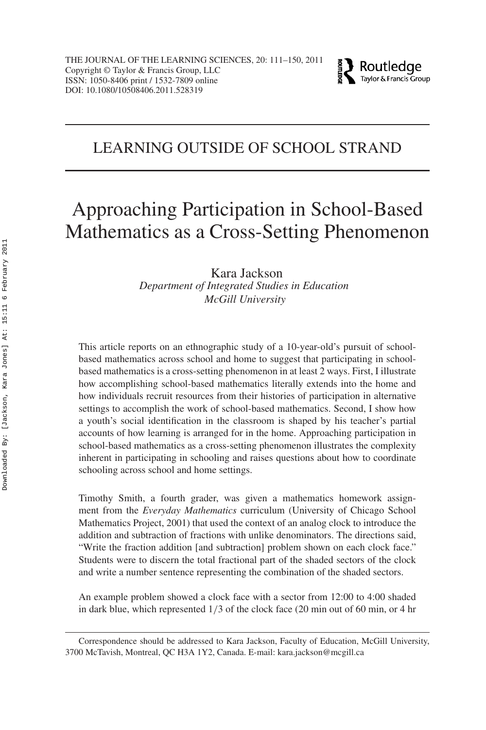# LEARNING OUTSIDE OF SCHOOL STRAND

# Approaching Participation in School-Based Mathematics as a Cross-Setting Phenomenon

Kara Jackson
*Department of Integrated Studies in Education*
*McGill University*

This article reports on an ethnographic study of a 10-year-old's pursuit of school-based mathematics across school and home to suggest that participating in school-based mathematics is a cross-setting phenomenon in at least 2 ways. First, I illustrate how accomplishing school-based mathematics literally extends into the home and how individuals recruit resources from their histories of participation in alternative settings to accomplish the work of school-based mathematics. Second, I show how a youth's social identification in the classroom is shaped by his teacher's partial accounts of how learning is arranged for in the home. Approaching participation in school-based mathematics as a cross-setting phenomenon illustrates the complexity inherent in participating in schooling and raises questions about how to coordinate schooling across school and home settings.

Timothy Smith, a fourth grader, was given a mathematics homework assignment from the *Everyday Mathematics* curriculum (University of Chicago School Mathematics Project, 2001) that used the context of an analog clock to introduce the addition and subtraction of fractions with unlike denominators. The directions said, "Write the fraction addition [and subtraction] problem shown on each clock face." Students were to discern the total fractional part of the shaded sectors of the clock and write a number sentence representing the combination of the shaded sectors.

An example problem showed a clock face with a sector from 12:00 to 4:00 shaded in dark blue, which represented 1/3 of the clock face (20 min out of 60 min, or 4 hr

Correspondence should be addressed to Kara Jackson, Faculty of Education, McGill University, 3700 McTavish, Montreal, QC H3A 1Y2, Canada. E-mail: kara.jackson@mcgill.ca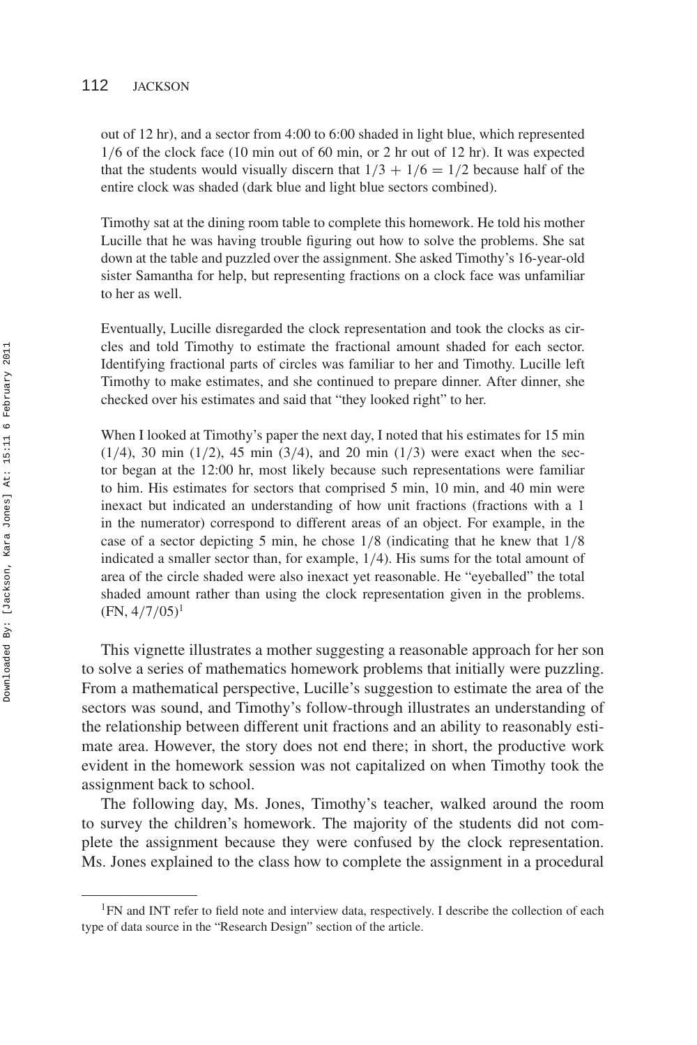out of 12 hr), and a sector from 4:00 to 6:00 shaded in light blue, which represented $1/6$ of the clock face (10 min out of 60 min, or 2 hr out of 12 hr). It was expected that the students would visually discern that $1/3 + 1/6 = 1/2$ because half of the entire clock was shaded (dark blue and light blue sectors combined).

Timothy sat at the dining room table to complete this homework. He told his mother Lucille that he was having trouble figuring out how to solve the problems. She sat down at the table and puzzled over the assignment. She asked Timothy's 16-year-old sister Samantha for help, but representing fractions on a clock face was unfamiliar to her as well.

Eventually, Lucille disregarded the clock representation and took the clocks as circles and told Timothy to estimate the fractional amount shaded for each sector. Identifying fractional parts of circles was familiar to her and Timothy. Lucille left Timothy to make estimates, and she continued to prepare dinner. After dinner, she checked over his estimates and said that "they looked right" to her.

When I looked at Timothy's paper the next day, I noted that his estimates for 15 min ($1/4$), 30 min ($1/2$), 45 min ($3/4$), and 20 min ($1/3$) were exact when the sector began at the 12:00 hr, most likely because such representations were familiar to him. His estimates for sectors that comprised 5 min, 10 min, and 40 min were inexact but indicated an understanding of how unit fractions (fractions with a 1 in the numerator) correspond to different areas of an object. For example, in the case of a sector depicting 5 min, he chose $1/8$ (indicating that he knew that $1/8$ indicated a smaller sector than, for example, $1/4$). His sums for the total amount of area of the circle shaded were also inexact yet reasonable. He "eyeballed" the total shaded amount rather than using the clock representation given in the problems. (FN, 4/7/05)[1]

This vignette illustrates a mother suggesting a reasonable approach for her son to solve a series of mathematics homework problems that initially were puzzling. From a mathematical perspective, Lucille's suggestion to estimate the area of the sectors was sound, and Timothy's follow-through illustrates an understanding of the relationship between different unit fractions and an ability to reasonably estimate area. However, the story does not end there; in short, the productive work evident in the homework session was not capitalized on when Timothy took the assignment back to school.

The following day, Ms. Jones, Timothy's teacher, walked around the room to survey the children's homework. The majority of the students did not complete the assignment because they were confused by the clock representation. Ms. Jones explained to the class how to complete the assignment in a procedural

[1]FN and INT refer to field note and interview data, respectively. I describe the collection of each type of data source in the "Research Design" section of the article.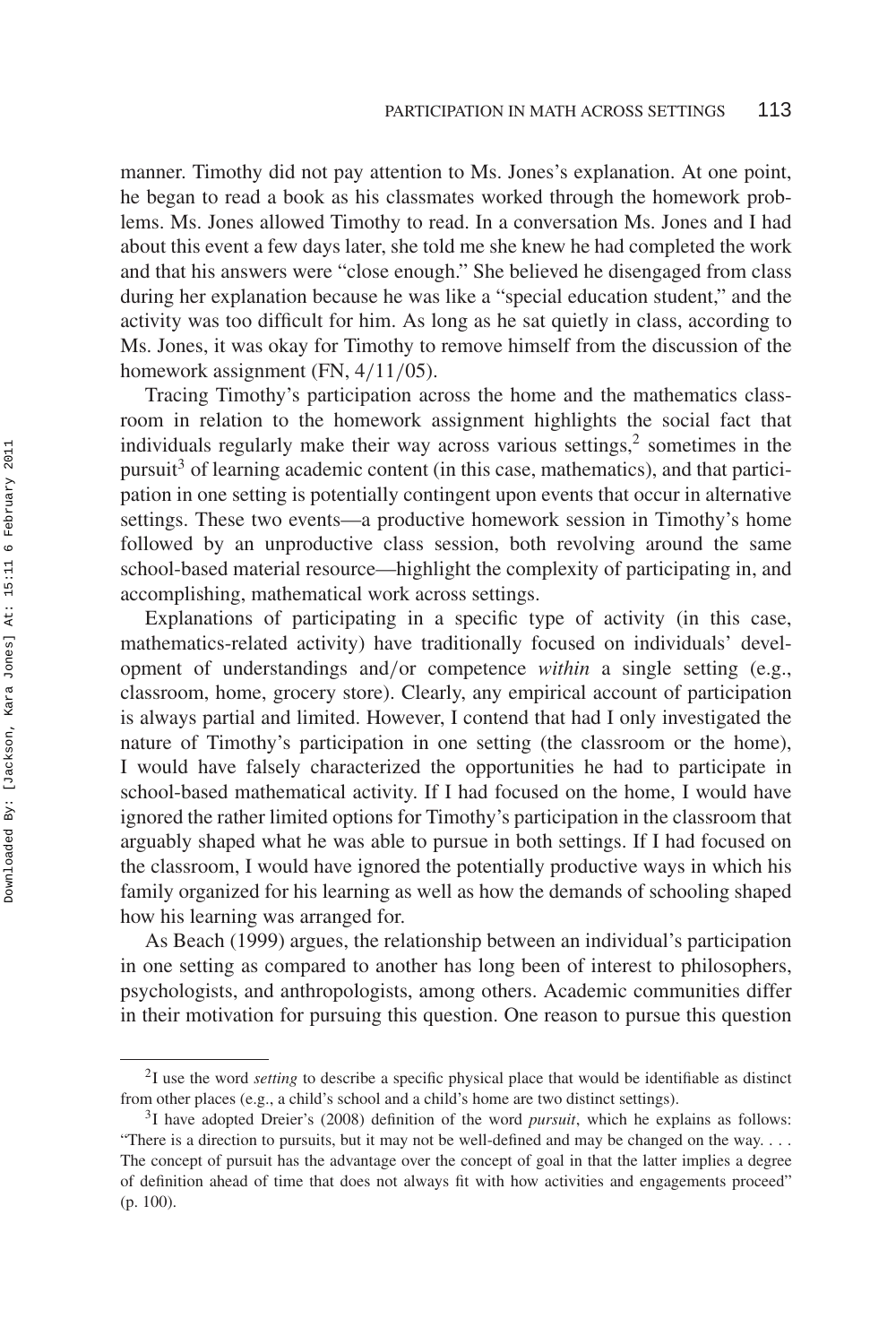manner. Timothy did not pay attention to Ms. Jones's explanation. At one point, he began to read a book as his classmates worked through the homework problems. Ms. Jones allowed Timothy to read. In a conversation Ms. Jones and I had about this event a few days later, she told me she knew he had completed the work and that his answers were "close enough." She believed he disengaged from class during her explanation because he was like a "special education student," and the activity was too difficult for him. As long as he sat quietly in class, according to Ms. Jones, it was okay for Timothy to remove himself from the discussion of the homework assignment (FN, 4/11/05).

Tracing Timothy's participation across the home and the mathematics classroom in relation to the homework assignment highlights the social fact that individuals regularly make their way across various settings,[2] sometimes in the pursuit[3] of learning academic content (in this case, mathematics), and that participation in one setting is potentially contingent upon events that occur in alternative settings. These two events—a productive homework session in Timothy's home followed by an unproductive class session, both revolving around the same school-based material resource—highlight the complexity of participating in, and accomplishing, mathematical work across settings.

Explanations of participating in a specific type of activity (in this case, mathematics-related activity) have traditionally focused on individuals' development of understandings and/or competence *within* a single setting (e.g., classroom, home, grocery store). Clearly, any empirical account of participation is always partial and limited. However, I contend that had I only investigated the nature of Timothy's participation in one setting (the classroom or the home), I would have falsely characterized the opportunities he had to participate in school-based mathematical activity. If I had focused on the home, I would have ignored the rather limited options for Timothy's participation in the classroom that arguably shaped what he was able to pursue in both settings. If I had focused on the classroom, I would have ignored the potentially productive ways in which his family organized for his learning as well as how the demands of schooling shaped how his learning was arranged for.

As Beach (1999) argues, the relationship between an individual's participation in one setting as compared to another has long been of interest to philosophers, psychologists, and anthropologists, among others. Academic communities differ in their motivation for pursuing this question. One reason to pursue this question

[2] I use the word *setting* to describe a specific physical place that would be identifiable as distinct from other places (e.g., a child's school and a child's home are two distinct settings).

[3] I have adopted Dreier's (2008) definition of the word *pursuit*, which he explains as follows: "There is a direction to pursuits, but it may not be well-defined and may be changed on the way. . . . The concept of pursuit has the advantage over the concept of goal in that the latter implies a degree of definition ahead of time that does not always fit with how activities and engagements proceed" (p. 100).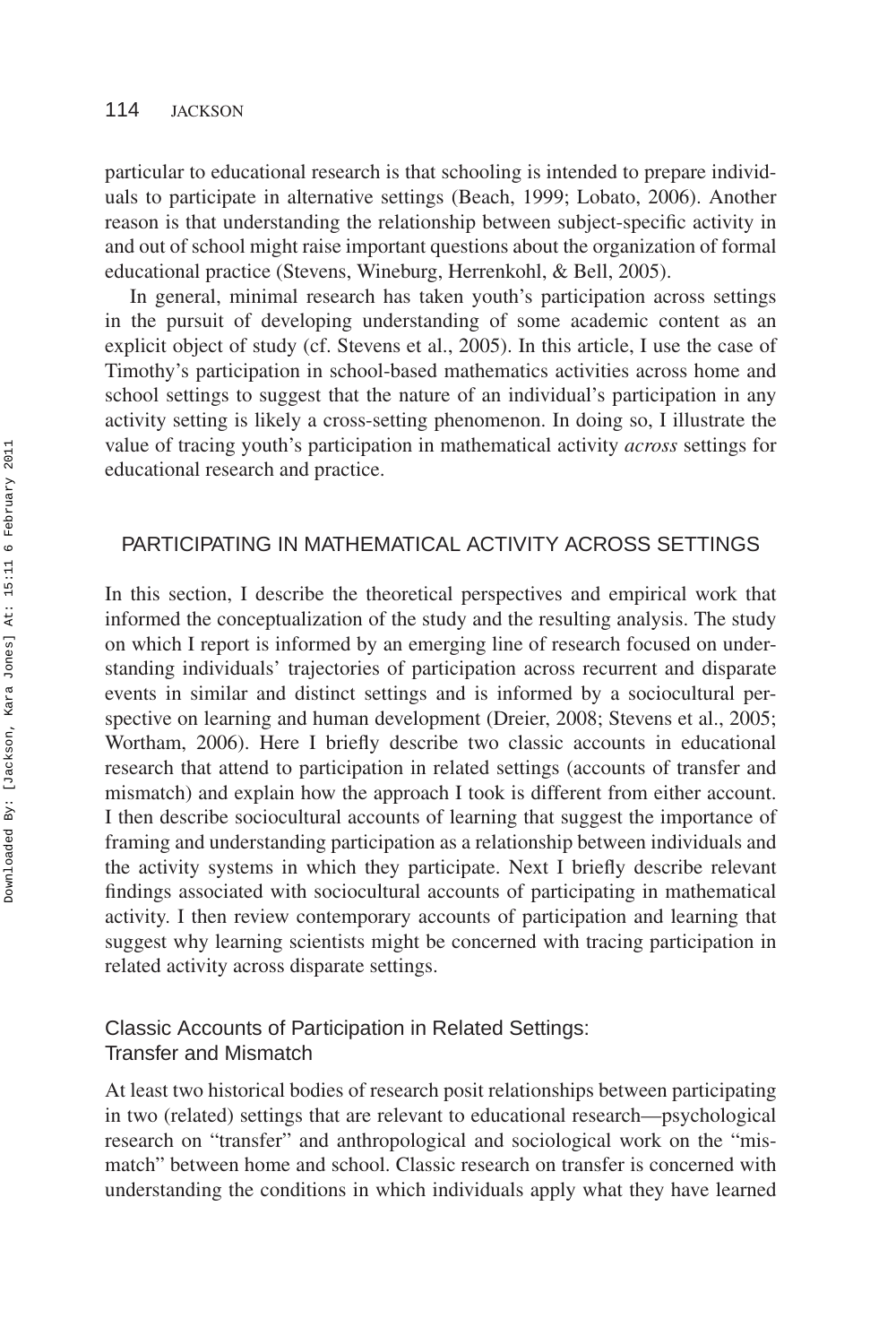particular to educational research is that schooling is intended to prepare individuals to participate in alternative settings (Beach, 1999; Lobato, 2006). Another reason is that understanding the relationship between subject-specific activity in and out of school might raise important questions about the organization of formal educational practice (Stevens, Wineburg, Herrenkohl, & Bell, 2005).

In general, minimal research has taken youth's participation across settings in the pursuit of developing understanding of some academic content as an explicit object of study (cf. Stevens et al., 2005). In this article, I use the case of Timothy's participation in school-based mathematics activities across home and school settings to suggest that the nature of an individual's participation in any activity setting is likely a cross-setting phenomenon. In doing so, I illustrate the value of tracing youth's participation in mathematical activity *across* settings for educational research and practice.

## PARTICIPATING IN MATHEMATICAL ACTIVITY ACROSS SETTINGS

In this section, I describe the theoretical perspectives and empirical work that informed the conceptualization of the study and the resulting analysis. The study on which I report is informed by an emerging line of research focused on understanding individuals' trajectories of participation across recurrent and disparate events in similar and distinct settings and is informed by a sociocultural perspective on learning and human development (Dreier, 2008; Stevens et al., 2005; Wortham, 2006). Here I briefly describe two classic accounts in educational research that attend to participation in related settings (accounts of transfer and mismatch) and explain how the approach I took is different from either account. I then describe sociocultural accounts of learning that suggest the importance of framing and understanding participation as a relationship between individuals and the activity systems in which they participate. Next I briefly describe relevant findings associated with sociocultural accounts of participating in mathematical activity. I then review contemporary accounts of participation and learning that suggest why learning scientists might be concerned with tracing participation in related activity across disparate settings.

### Classic Accounts of Participation in Related Settings: Transfer and Mismatch

At least two historical bodies of research posit relationships between participating in two (related) settings that are relevant to educational research—psychological research on "transfer" and anthropological and sociological work on the "mismatch" between home and school. Classic research on transfer is concerned with understanding the conditions in which individuals apply what they have learned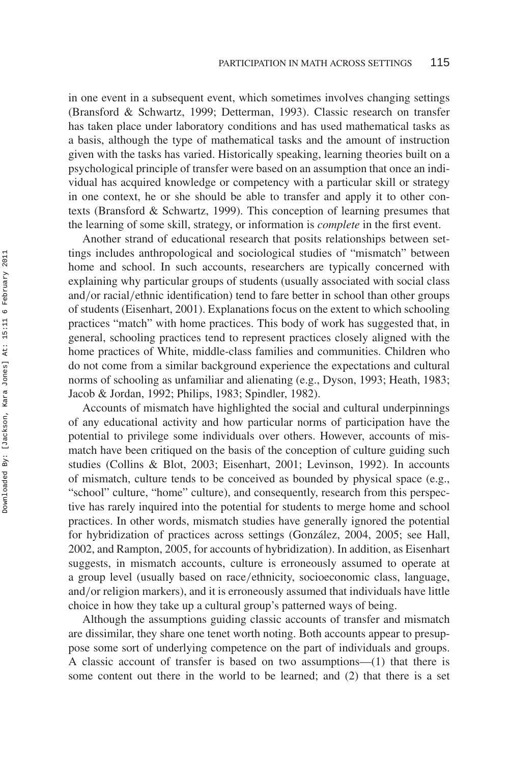in one event in a subsequent event, which sometimes involves changing settings (Bransford & Schwartz, 1999; Detterman, 1993). Classic research on transfer has taken place under laboratory conditions and has used mathematical tasks as a basis, although the type of mathematical tasks and the amount of instruction given with the tasks has varied. Historically speaking, learning theories built on a psychological principle of transfer were based on an assumption that once an individual has acquired knowledge or competency with a particular skill or strategy in one context, he or she should be able to transfer and apply it to other contexts (Bransford & Schwartz, 1999). This conception of learning presumes that the learning of some skill, strategy, or information is *complete* in the first event.

Another strand of educational research that posits relationships between settings includes anthropological and sociological studies of "mismatch" between home and school. In such accounts, researchers are typically concerned with explaining why particular groups of students (usually associated with social class and/or racial/ethnic identification) tend to fare better in school than other groups of students (Eisenhart, 2001). Explanations focus on the extent to which schooling practices "match" with home practices. This body of work has suggested that, in general, schooling practices tend to represent practices closely aligned with the home practices of White, middle-class families and communities. Children who do not come from a similar background experience the expectations and cultural norms of schooling as unfamiliar and alienating (e.g., Dyson, 1993; Heath, 1983; Jacob & Jordan, 1992; Philips, 1983; Spindler, 1982).

Accounts of mismatch have highlighted the social and cultural underpinnings of any educational activity and how particular norms of participation have the potential to privilege some individuals over others. However, accounts of mismatch have been critiqued on the basis of the conception of culture guiding such studies (Collins & Blot, 2003; Eisenhart, 2001; Levinson, 1992). In accounts of mismatch, culture tends to be conceived as bounded by physical space (e.g., "school" culture, "home" culture), and consequently, research from this perspective has rarely inquired into the potential for students to merge home and school practices. In other words, mismatch studies have generally ignored the potential for hybridization of practices across settings (González, 2004, 2005; see Hall, 2002, and Rampton, 2005, for accounts of hybridization). In addition, as Eisenhart suggests, in mismatch accounts, culture is erroneously assumed to operate at a group level (usually based on race/ethnicity, socioeconomic class, language, and/or religion markers), and it is erroneously assumed that individuals have little choice in how they take up a cultural group's patterned ways of being.

Although the assumptions guiding classic accounts of transfer and mismatch are dissimilar, they share one tenet worth noting. Both accounts appear to presuppose some sort of underlying competence on the part of individuals and groups. A classic account of transfer is based on two assumptions—(1) that there is some content out there in the world to be learned; and (2) that there is a set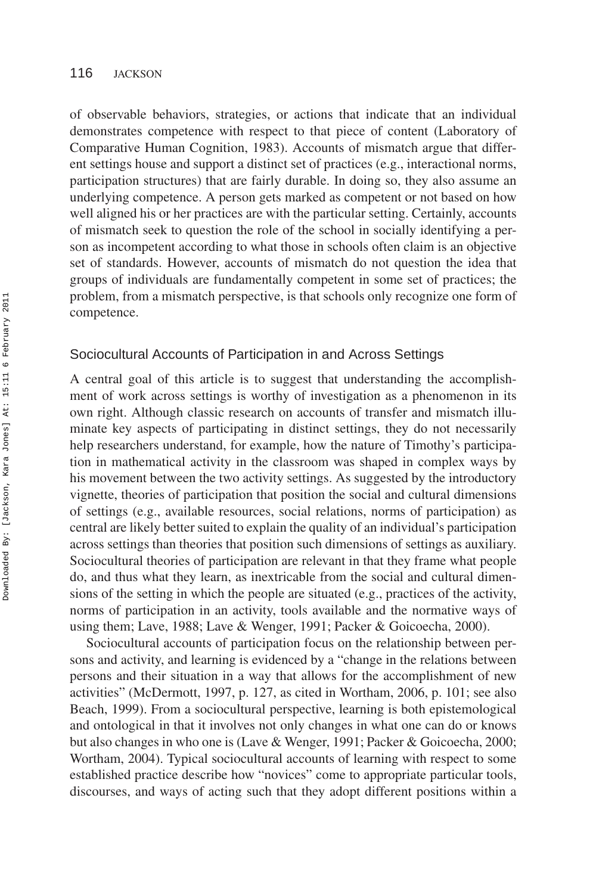of observable behaviors, strategies, or actions that indicate that an individual demonstrates competence with respect to that piece of content (Laboratory of Comparative Human Cognition, 1983). Accounts of mismatch argue that different settings house and support a distinct set of practices (e.g., interactional norms, participation structures) that are fairly durable. In doing so, they also assume an underlying competence. A person gets marked as competent or not based on how well aligned his or her practices are with the particular setting. Certainly, accounts of mismatch seek to question the role of the school in socially identifying a person as incompetent according to what those in schools often claim is an objective set of standards. However, accounts of mismatch do not question the idea that groups of individuals are fundamentally competent in some set of practices; the problem, from a mismatch perspective, is that schools only recognize one form of competence.

## Sociocultural Accounts of Participation in and Across Settings

A central goal of this article is to suggest that understanding the accomplishment of work across settings is worthy of investigation as a phenomenon in its own right. Although classic research on accounts of transfer and mismatch illuminate key aspects of participating in distinct settings, they do not necessarily help researchers understand, for example, how the nature of Timothy's participation in mathematical activity in the classroom was shaped in complex ways by his movement between the two activity settings. As suggested by the introductory vignette, theories of participation that position the social and cultural dimensions of settings (e.g., available resources, social relations, norms of participation) as central are likely better suited to explain the quality of an individual's participation across settings than theories that position such dimensions of settings as auxiliary. Sociocultural theories of participation are relevant in that they frame what people do, and thus what they learn, as inextricable from the social and cultural dimensions of the setting in which the people are situated (e.g., practices of the activity, norms of participation in an activity, tools available and the normative ways of using them; Lave, 1988; Lave & Wenger, 1991; Packer & Goicoecha, 2000).

Sociocultural accounts of participation focus on the relationship between persons and activity, and learning is evidenced by a "change in the relations between persons and their situation in a way that allows for the accomplishment of new activities" (McDermott, 1997, p. 127, as cited in Wortham, 2006, p. 101; see also Beach, 1999). From a sociocultural perspective, learning is both epistemological and ontological in that it involves not only changes in what one can do or knows but also changes in who one is (Lave & Wenger, 1991; Packer & Goicoecha, 2000; Wortham, 2004). Typical sociocultural accounts of learning with respect to some established practice describe how "novices" come to appropriate particular tools, discourses, and ways of acting such that they adopt different positions within a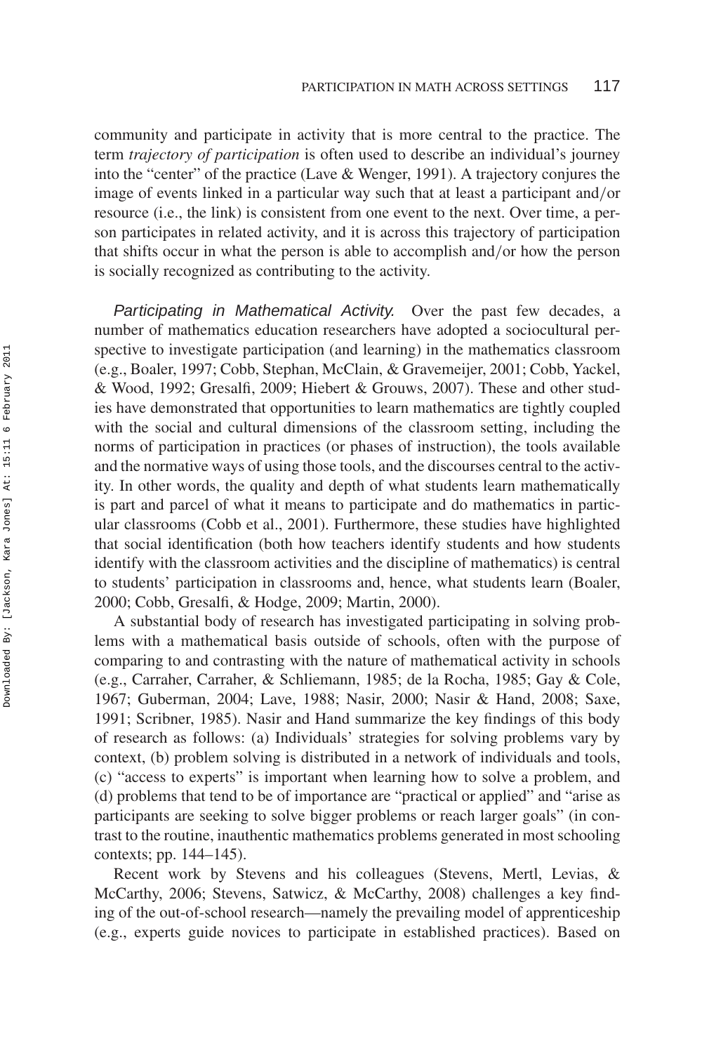community and participate in activity that is more central to the practice. The term *trajectory of participation* is often used to describe an individual's journey into the "center" of the practice (Lave & Wenger, 1991). A trajectory conjures the image of events linked in a particular way such that at least a participant and/or resource (i.e., the link) is consistent from one event to the next. Over time, a person participates in related activity, and it is across this trajectory of participation that shifts occur in what the person is able to accomplish and/or how the person is socially recognized as contributing to the activity.

*Participating in Mathematical Activity.* Over the past few decades, a number of mathematics education researchers have adopted a sociocultural perspective to investigate participation (and learning) in the mathematics classroom (e.g., Boaler, 1997; Cobb, Stephan, McClain, & Gravemeijer, 2001; Cobb, Yackel, & Wood, 1992; Gresalfi, 2009; Hiebert & Grouws, 2007). These and other studies have demonstrated that opportunities to learn mathematics are tightly coupled with the social and cultural dimensions of the classroom setting, including the norms of participation in practices (or phases of instruction), the tools available and the normative ways of using those tools, and the discourses central to the activity. In other words, the quality and depth of what students learn mathematically is part and parcel of what it means to participate and do mathematics in particular classrooms (Cobb et al., 2001). Furthermore, these studies have highlighted that social identification (both how teachers identify students and how students identify with the classroom activities and the discipline of mathematics) is central to students' participation in classrooms and, hence, what students learn (Boaler, 2000; Cobb, Gresalfi, & Hodge, 2009; Martin, 2000).

A substantial body of research has investigated participating in solving problems with a mathematical basis outside of schools, often with the purpose of comparing to and contrasting with the nature of mathematical activity in schools (e.g., Carraher, Carraher, & Schliemann, 1985; de la Rocha, 1985; Gay & Cole, 1967; Guberman, 2004; Lave, 1988; Nasir, 2000; Nasir & Hand, 2008; Saxe, 1991; Scribner, 1985). Nasir and Hand summarize the key findings of this body of research as follows: (a) Individuals' strategies for solving problems vary by context, (b) problem solving is distributed in a network of individuals and tools, (c) "access to experts" is important when learning how to solve a problem, and (d) problems that tend to be of importance are "practical or applied" and "arise as participants are seeking to solve bigger problems or reach larger goals" (in contrast to the routine, inauthentic mathematics problems generated in most schooling contexts; pp. 144–145).

Recent work by Stevens and his colleagues (Stevens, Mertl, Levias, & McCarthy, 2006; Stevens, Satwicz, & McCarthy, 2008) challenges a key finding of the out-of-school research—namely the prevailing model of apprenticeship (e.g., experts guide novices to participate in established practices). Based on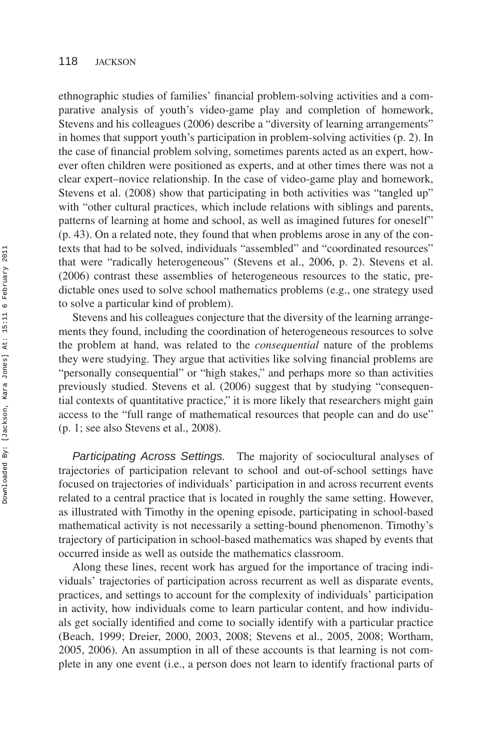ethnographic studies of families' financial problem-solving activities and a comparative analysis of youth's video-game play and completion of homework, Stevens and his colleagues (2006) describe a "diversity of learning arrangements" in homes that support youth's participation in problem-solving activities (p. 2). In the case of financial problem solving, sometimes parents acted as an expert, however often children were positioned as experts, and at other times there was not a clear expert–novice relationship. In the case of video-game play and homework, Stevens et al. (2008) show that participating in both activities was "tangled up" with "other cultural practices, which include relations with siblings and parents, patterns of learning at home and school, as well as imagined futures for oneself" (p. 43). On a related note, they found that when problems arose in any of the contexts that had to be solved, individuals "assembled" and "coordinated resources" that were "radically heterogeneous" (Stevens et al., 2006, p. 2). Stevens et al. (2006) contrast these assemblies of heterogeneous resources to the static, predictable ones used to solve school mathematics problems (e.g., one strategy used to solve a particular kind of problem).

Stevens and his colleagues conjecture that the diversity of the learning arrangements they found, including the coordination of heterogeneous resources to solve the problem at hand, was related to the *consequential* nature of the problems they were studying. They argue that activities like solving financial problems are "personally consequential" or "high stakes," and perhaps more so than activities previously studied. Stevens et al. (2006) suggest that by studying "consequential contexts of quantitative practice," it is more likely that researchers might gain access to the "full range of mathematical resources that people can and do use" (p. 1; see also Stevens et al., 2008).

*Participating Across Settings.* The majority of sociocultural analyses of trajectories of participation relevant to school and out-of-school settings have focused on trajectories of individuals' participation in and across recurrent events related to a central practice that is located in roughly the same setting. However, as illustrated with Timothy in the opening episode, participating in school-based mathematical activity is not necessarily a setting-bound phenomenon. Timothy's trajectory of participation in school-based mathematics was shaped by events that occurred inside as well as outside the mathematics classroom.

Along these lines, recent work has argued for the importance of tracing individuals' trajectories of participation across recurrent as well as disparate events, practices, and settings to account for the complexity of individuals' participation in activity, how individuals come to learn particular content, and how individuals get socially identified and come to socially identify with a particular practice (Beach, 1999; Dreier, 2000, 2003, 2008; Stevens et al., 2005, 2008; Wortham, 2005, 2006). An assumption in all of these accounts is that learning is not complete in any one event (i.e., a person does not learn to identify fractional parts of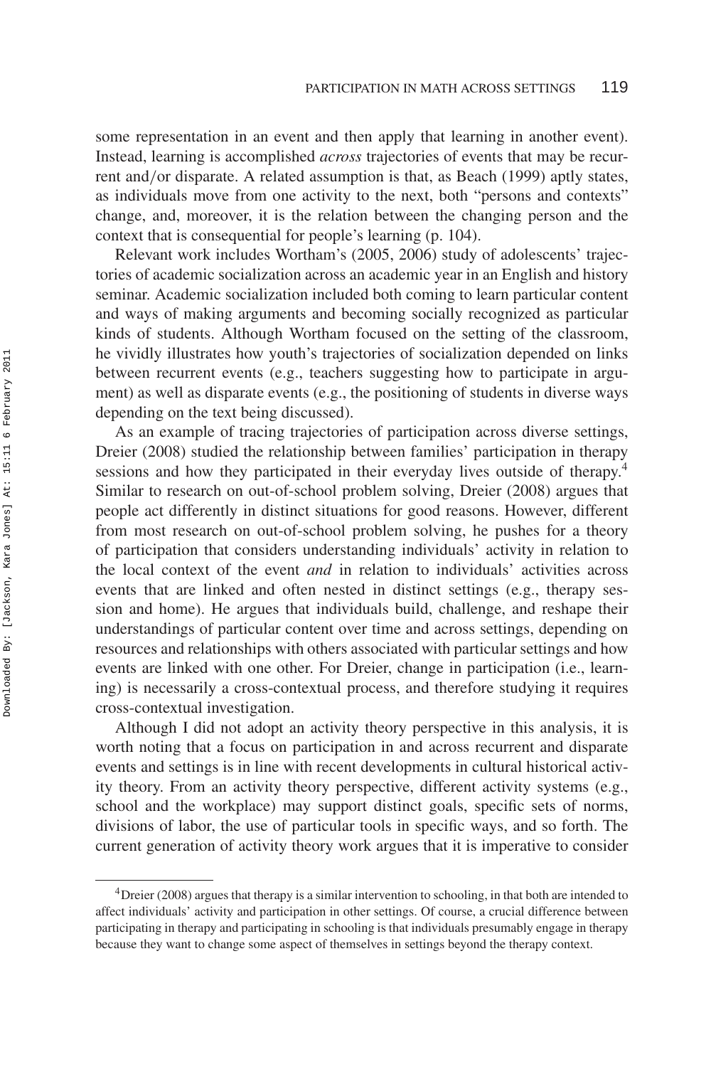some representation in an event and then apply that learning in another event). Instead, learning is accomplished *across* trajectories of events that may be recurrent and/or disparate. A related assumption is that, as Beach (1999) aptly states, as individuals move from one activity to the next, both "persons and contexts" change, and, moreover, it is the relation between the changing person and the context that is consequential for people's learning (p. 104).

Relevant work includes Wortham's (2005, 2006) study of adolescents' trajectories of academic socialization across an academic year in an English and history seminar. Academic socialization included both coming to learn particular content and ways of making arguments and becoming socially recognized as particular kinds of students. Although Wortham focused on the setting of the classroom, he vividly illustrates how youth's trajectories of socialization depended on links between recurrent events (e.g., teachers suggesting how to participate in argument) as well as disparate events (e.g., the positioning of students in diverse ways depending on the text being discussed).

As an example of tracing trajectories of participation across diverse settings, Dreier (2008) studied the relationship between families' participation in therapy sessions and how they participated in their everyday lives outside of therapy.[4] Similar to research on out-of-school problem solving, Dreier (2008) argues that people act differently in distinct situations for good reasons. However, different from most research on out-of-school problem solving, he pushes for a theory of participation that considers understanding individuals' activity in relation to the local context of the event *and* in relation to individuals' activities across events that are linked and often nested in distinct settings (e.g., therapy session and home). He argues that individuals build, challenge, and reshape their understandings of particular content over time and across settings, depending on resources and relationships with others associated with particular settings and how events are linked with one other. For Dreier, change in participation (i.e., learning) is necessarily a cross-contextual process, and therefore studying it requires cross-contextual investigation.

Although I did not adopt an activity theory perspective in this analysis, it is worth noting that a focus on participation in and across recurrent and disparate events and settings is in line with recent developments in cultural historical activity theory. From an activity theory perspective, different activity systems (e.g., school and the workplace) may support distinct goals, specific sets of norms, divisions of labor, the use of particular tools in specific ways, and so forth. The current generation of activity theory work argues that it is imperative to consider

[4] Dreier (2008) argues that therapy is a similar intervention to schooling, in that both are intended to affect individuals' activity and participation in other settings. Of course, a crucial difference between participating in therapy and participating in schooling is that individuals presumably engage in therapy because they want to change some aspect of themselves in settings beyond the therapy context.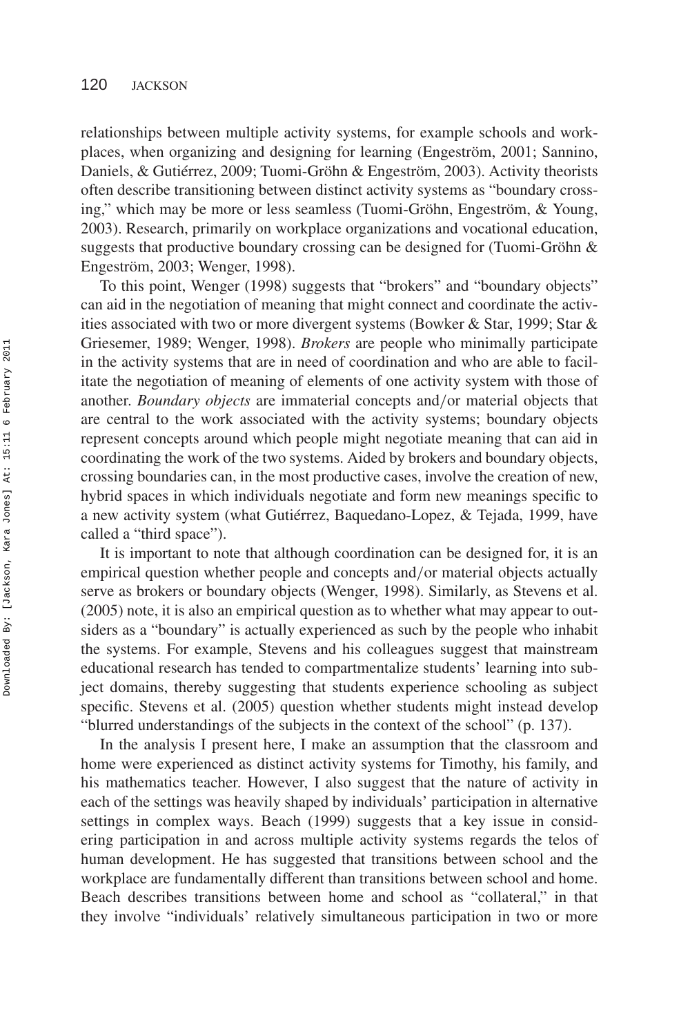relationships between multiple activity systems, for example schools and workplaces, when organizing and designing for learning (Engeström, 2001; Sannino, Daniels, & Gutiérrez, 2009; Tuomi-Gröhn & Engeström, 2003). Activity theorists often describe transitioning between distinct activity systems as "boundary crossing," which may be more or less seamless (Tuomi-Gröhn, Engeström, & Young, 2003). Research, primarily on workplace organizations and vocational education, suggests that productive boundary crossing can be designed for (Tuomi-Gröhn & Engeström, 2003; Wenger, 1998).

To this point, Wenger (1998) suggests that "brokers" and "boundary objects" can aid in the negotiation of meaning that might connect and coordinate the activities associated with two or more divergent systems (Bowker & Star, 1999; Star & Griesemer, 1989; Wenger, 1998). *Brokers* are people who minimally participate in the activity systems that are in need of coordination and who are able to facilitate the negotiation of meaning of elements of one activity system with those of another. *Boundary objects* are immaterial concepts and/or material objects that are central to the work associated with the activity systems; boundary objects represent concepts around which people might negotiate meaning that can aid in coordinating the work of the two systems. Aided by brokers and boundary objects, crossing boundaries can, in the most productive cases, involve the creation of new, hybrid spaces in which individuals negotiate and form new meanings specific to a new activity system (what Gutiérrez, Baquedano-Lopez, & Tejada, 1999, have called a "third space").

It is important to note that although coordination can be designed for, it is an empirical question whether people and concepts and/or material objects actually serve as brokers or boundary objects (Wenger, 1998). Similarly, as Stevens et al. (2005) note, it is also an empirical question as to whether what may appear to outsiders as a "boundary" is actually experienced as such by the people who inhabit the systems. For example, Stevens and his colleagues suggest that mainstream educational research has tended to compartmentalize students' learning into subject domains, thereby suggesting that students experience schooling as subject specific. Stevens et al. (2005) question whether students might instead develop "blurred understandings of the subjects in the context of the school" (p. 137).

In the analysis I present here, I make an assumption that the classroom and home were experienced as distinct activity systems for Timothy, his family, and his mathematics teacher. However, I also suggest that the nature of activity in each of the settings was heavily shaped by individuals' participation in alternative settings in complex ways. Beach (1999) suggests that a key issue in considering participation in and across multiple activity systems regards the telos of human development. He has suggested that transitions between school and the workplace are fundamentally different than transitions between school and home. Beach describes transitions between home and school as "collateral," in that they involve "individuals' relatively simultaneous participation in two or more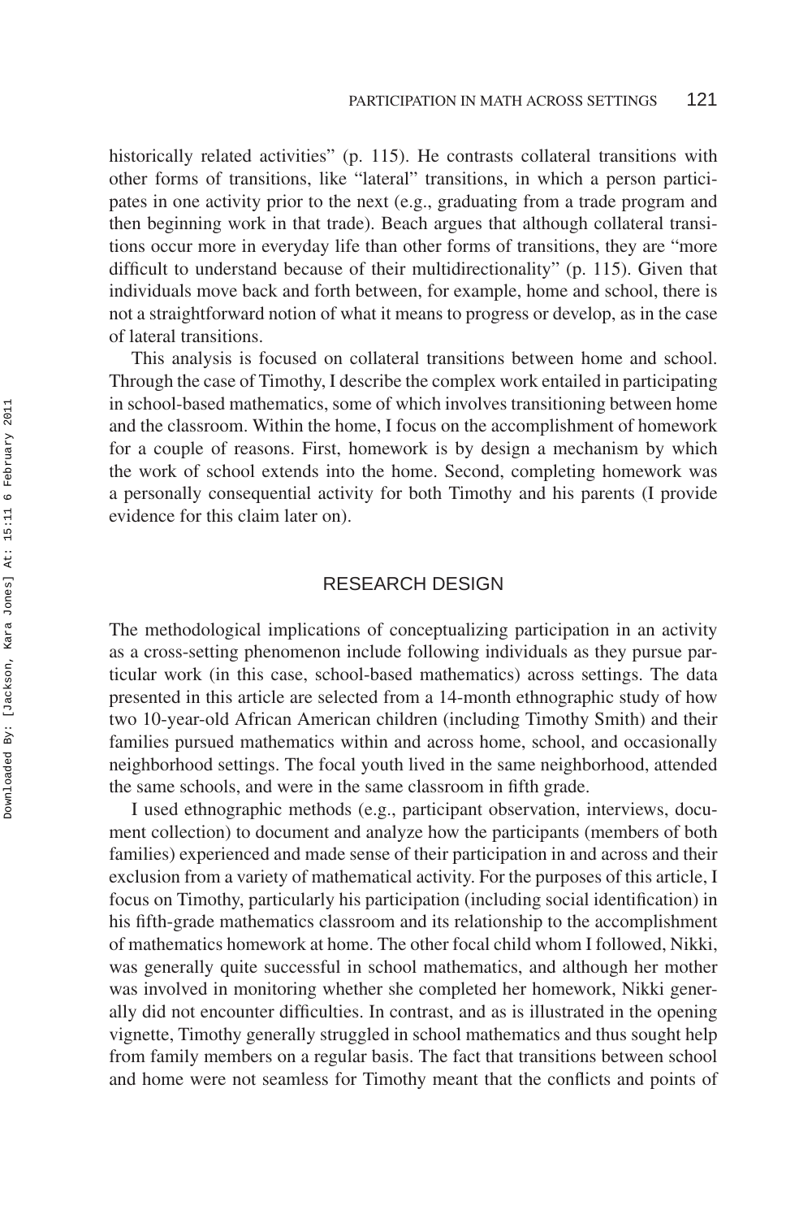historically related activities" (p. 115). He contrasts collateral transitions with other forms of transitions, like "lateral" transitions, in which a person participates in one activity prior to the next (e.g., graduating from a trade program and then beginning work in that trade). Beach argues that although collateral transitions occur more in everyday life than other forms of transitions, they are "more difficult to understand because of their multidirectionality" (p. 115). Given that individuals move back and forth between, for example, home and school, there is not a straightforward notion of what it means to progress or develop, as in the case of lateral transitions.

This analysis is focused on collateral transitions between home and school. Through the case of Timothy, I describe the complex work entailed in participating in school-based mathematics, some of which involves transitioning between home and the classroom. Within the home, I focus on the accomplishment of homework for a couple of reasons. First, homework is by design a mechanism by which the work of school extends into the home. Second, completing homework was a personally consequential activity for both Timothy and his parents (I provide evidence for this claim later on).

## RESEARCH DESIGN

The methodological implications of conceptualizing participation in an activity as a cross-setting phenomenon include following individuals as they pursue particular work (in this case, school-based mathematics) across settings. The data presented in this article are selected from a 14-month ethnographic study of how two 10-year-old African American children (including Timothy Smith) and their families pursued mathematics within and across home, school, and occasionally neighborhood settings. The focal youth lived in the same neighborhood, attended the same schools, and were in the same classroom in fifth grade.

I used ethnographic methods (e.g., participant observation, interviews, document collection) to document and analyze how the participants (members of both families) experienced and made sense of their participation in and across and their exclusion from a variety of mathematical activity. For the purposes of this article, I focus on Timothy, particularly his participation (including social identification) in his fifth-grade mathematics classroom and its relationship to the accomplishment of mathematics homework at home. The other focal child whom I followed, Nikki, was generally quite successful in school mathematics, and although her mother was involved in monitoring whether she completed her homework, Nikki generally did not encounter difficulties. In contrast, and as is illustrated in the opening vignette, Timothy generally struggled in school mathematics and thus sought help from family members on a regular basis. The fact that transitions between school and home were not seamless for Timothy meant that the conflicts and points of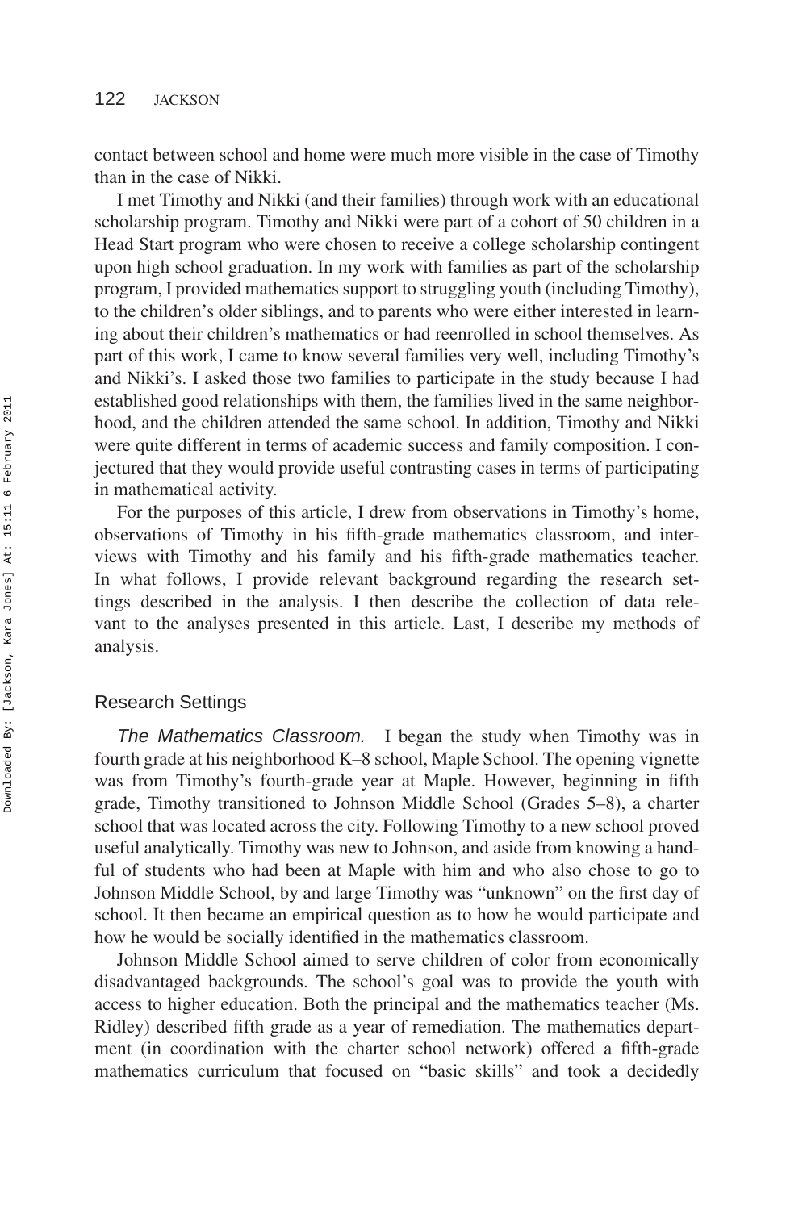contact between school and home were much more visible in the case of Timothy than in the case of Nikki.

I met Timothy and Nikki (and their families) through work with an educational scholarship program. Timothy and Nikki were part of a cohort of 50 children in a Head Start program who were chosen to receive a college scholarship contingent upon high school graduation. In my work with families as part of the scholarship program, I provided mathematics support to struggling youth (including Timothy), to the children's older siblings, and to parents who were either interested in learning about their children's mathematics or had reenrolled in school themselves. As part of this work, I came to know several families very well, including Timothy's and Nikki's. I asked those two families to participate in the study because I had established good relationships with them, the families lived in the same neighborhood, and the children attended the same school. In addition, Timothy and Nikki were quite different in terms of academic success and family composition. I conjectured that they would provide useful contrasting cases in terms of participating in mathematical activity.

For the purposes of this article, I drew from observations in Timothy's home, observations of Timothy in his fifth-grade mathematics classroom, and interviews with Timothy and his family and his fifth-grade mathematics teacher. In what follows, I provide relevant background regarding the research settings described in the analysis. I then describe the collection of data relevant to the analyses presented in this article. Last, I describe my methods of analysis.

## Research Settings

*The Mathematics Classroom.* I began the study when Timothy was in fourth grade at his neighborhood K–8 school, Maple School. The opening vignette was from Timothy's fourth-grade year at Maple. However, beginning in fifth grade, Timothy transitioned to Johnson Middle School (Grades 5–8), a charter school that was located across the city. Following Timothy to a new school proved useful analytically. Timothy was new to Johnson, and aside from knowing a handful of students who had been at Maple with him and who also chose to go to Johnson Middle School, by and large Timothy was "unknown" on the first day of school. It then became an empirical question as to how he would participate and how he would be socially identified in the mathematics classroom.

Johnson Middle School aimed to serve children of color from economically disadvantaged backgrounds. The school's goal was to provide the youth with access to higher education. Both the principal and the mathematics teacher (Ms. Ridley) described fifth grade as a year of remediation. The mathematics department (in coordination with the charter school network) offered a fifth-grade mathematics curriculum that focused on "basic skills" and took a decidedly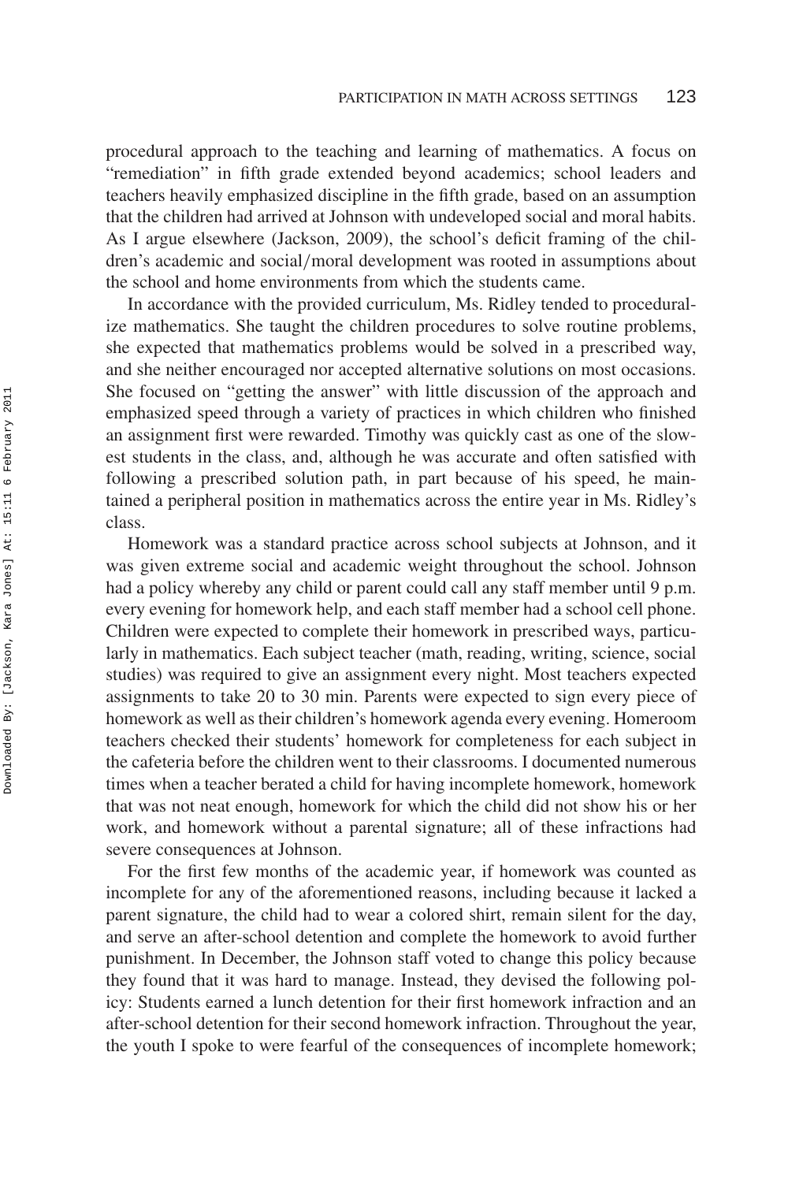procedural approach to the teaching and learning of mathematics. A focus on "remediation" in fifth grade extended beyond academics; school leaders and teachers heavily emphasized discipline in the fifth grade, based on an assumption that the children had arrived at Johnson with undeveloped social and moral habits. As I argue elsewhere (Jackson, 2009), the school's deficit framing of the children's academic and social/moral development was rooted in assumptions about the school and home environments from which the students came.

In accordance with the provided curriculum, Ms. Ridley tended to proceduralize mathematics. She taught the children procedures to solve routine problems, she expected that mathematics problems would be solved in a prescribed way, and she neither encouraged nor accepted alternative solutions on most occasions. She focused on "getting the answer" with little discussion of the approach and emphasized speed through a variety of practices in which children who finished an assignment first were rewarded. Timothy was quickly cast as one of the slowest students in the class, and, although he was accurate and often satisfied with following a prescribed solution path, in part because of his speed, he maintained a peripheral position in mathematics across the entire year in Ms. Ridley's class.

Homework was a standard practice across school subjects at Johnson, and it was given extreme social and academic weight throughout the school. Johnson had a policy whereby any child or parent could call any staff member until 9 p.m. every evening for homework help, and each staff member had a school cell phone. Children were expected to complete their homework in prescribed ways, particularly in mathematics. Each subject teacher (math, reading, writing, science, social studies) was required to give an assignment every night. Most teachers expected assignments to take 20 to 30 min. Parents were expected to sign every piece of homework as well as their children's homework agenda every evening. Homeroom teachers checked their students' homework for completeness for each subject in the cafeteria before the children went to their classrooms. I documented numerous times when a teacher berated a child for having incomplete homework, homework that was not neat enough, homework for which the child did not show his or her work, and homework without a parental signature; all of these infractions had severe consequences at Johnson.

For the first few months of the academic year, if homework was counted as incomplete for any of the aforementioned reasons, including because it lacked a parent signature, the child had to wear a colored shirt, remain silent for the day, and serve an after-school detention and complete the homework to avoid further punishment. In December, the Johnson staff voted to change this policy because they found that it was hard to manage. Instead, they devised the following policy: Students earned a lunch detention for their first homework infraction and an after-school detention for their second homework infraction. Throughout the year, the youth I spoke to were fearful of the consequences of incomplete homework;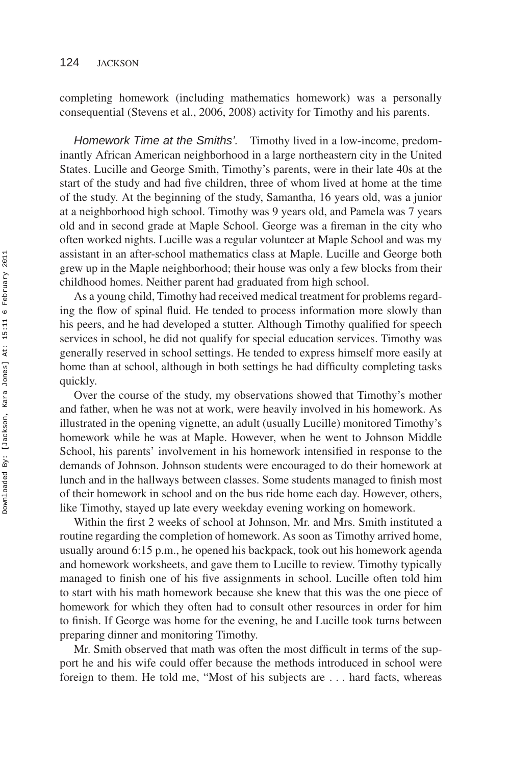completing homework (including mathematics homework) was a personally consequential (Stevens et al., 2006, 2008) activity for Timothy and his parents.

*Homework Time at the Smiths'.* Timothy lived in a low-income, predominantly African American neighborhood in a large northeastern city in the United States. Lucille and George Smith, Timothy's parents, were in their late 40s at the start of the study and had five children, three of whom lived at home at the time of the study. At the beginning of the study, Samantha, 16 years old, was a junior at a neighborhood high school. Timothy was 9 years old, and Pamela was 7 years old and in second grade at Maple School. George was a fireman in the city who often worked nights. Lucille was a regular volunteer at Maple School and was my assistant in an after-school mathematics class at Maple. Lucille and George both grew up in the Maple neighborhood; their house was only a few blocks from their childhood homes. Neither parent had graduated from high school.

As a young child, Timothy had received medical treatment for problems regarding the flow of spinal fluid. He tended to process information more slowly than his peers, and he had developed a stutter. Although Timothy qualified for speech services in school, he did not qualify for special education services. Timothy was generally reserved in school settings. He tended to express himself more easily at home than at school, although in both settings he had difficulty completing tasks quickly.

Over the course of the study, my observations showed that Timothy's mother and father, when he was not at work, were heavily involved in his homework. As illustrated in the opening vignette, an adult (usually Lucille) monitored Timothy's homework while he was at Maple. However, when he went to Johnson Middle School, his parents' involvement in his homework intensified in response to the demands of Johnson. Johnson students were encouraged to do their homework at lunch and in the hallways between classes. Some students managed to finish most of their homework in school and on the bus ride home each day. However, others, like Timothy, stayed up late every weekday evening working on homework.

Within the first 2 weeks of school at Johnson, Mr. and Mrs. Smith instituted a routine regarding the completion of homework. As soon as Timothy arrived home, usually around 6:15 p.m., he opened his backpack, took out his homework agenda and homework worksheets, and gave them to Lucille to review. Timothy typically managed to finish one of his five assignments in school. Lucille often told him to start with his math homework because she knew that this was the one piece of homework for which they often had to consult other resources in order for him to finish. If George was home for the evening, he and Lucille took turns between preparing dinner and monitoring Timothy.

Mr. Smith observed that math was often the most difficult in terms of the support he and his wife could offer because the methods introduced in school were foreign to them. He told me, "Most of his subjects are . . . hard facts, whereas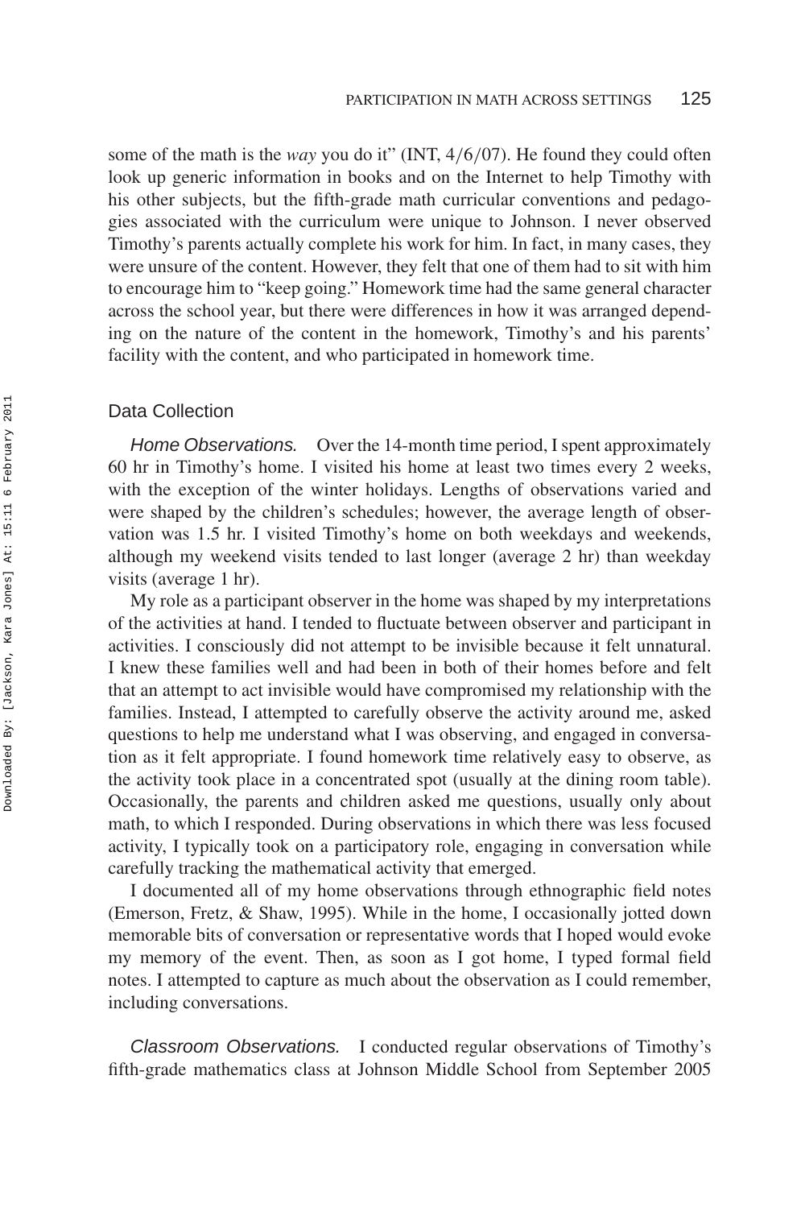some of the math is the *way* you do it" (INT, 4/6/07). He found they could often look up generic information in books and on the Internet to help Timothy with his other subjects, but the fifth-grade math curricular conventions and pedagogies associated with the curriculum were unique to Johnson. I never observed Timothy's parents actually complete his work for him. In fact, in many cases, they were unsure of the content. However, they felt that one of them had to sit with him to encourage him to "keep going." Homework time had the same general character across the school year, but there were differences in how it was arranged depending on the nature of the content in the homework, Timothy's and his parents' facility with the content, and who participated in homework time.

## Data Collection

*Home Observations.* Over the 14-month time period, I spent approximately 60 hr in Timothy's home. I visited his home at least two times every 2 weeks, with the exception of the winter holidays. Lengths of observations varied and were shaped by the children's schedules; however, the average length of observation was 1.5 hr. I visited Timothy's home on both weekdays and weekends, although my weekend visits tended to last longer (average 2 hr) than weekday visits (average 1 hr).

My role as a participant observer in the home was shaped by my interpretations of the activities at hand. I tended to fluctuate between observer and participant in activities. I consciously did not attempt to be invisible because it felt unnatural. I knew these families well and had been in both of their homes before and felt that an attempt to act invisible would have compromised my relationship with the families. Instead, I attempted to carefully observe the activity around me, asked questions to help me understand what I was observing, and engaged in conversation as it felt appropriate. I found homework time relatively easy to observe, as the activity took place in a concentrated spot (usually at the dining room table). Occasionally, the parents and children asked me questions, usually only about math, to which I responded. During observations in which there was less focused activity, I typically took on a participatory role, engaging in conversation while carefully tracking the mathematical activity that emerged.

I documented all of my home observations through ethnographic field notes (Emerson, Fretz, & Shaw, 1995). While in the home, I occasionally jotted down memorable bits of conversation or representative words that I hoped would evoke my memory of the event. Then, as soon as I got home, I typed formal field notes. I attempted to capture as much about the observation as I could remember, including conversations.

*Classroom Observations.* I conducted regular observations of Timothy's fifth-grade mathematics class at Johnson Middle School from September 2005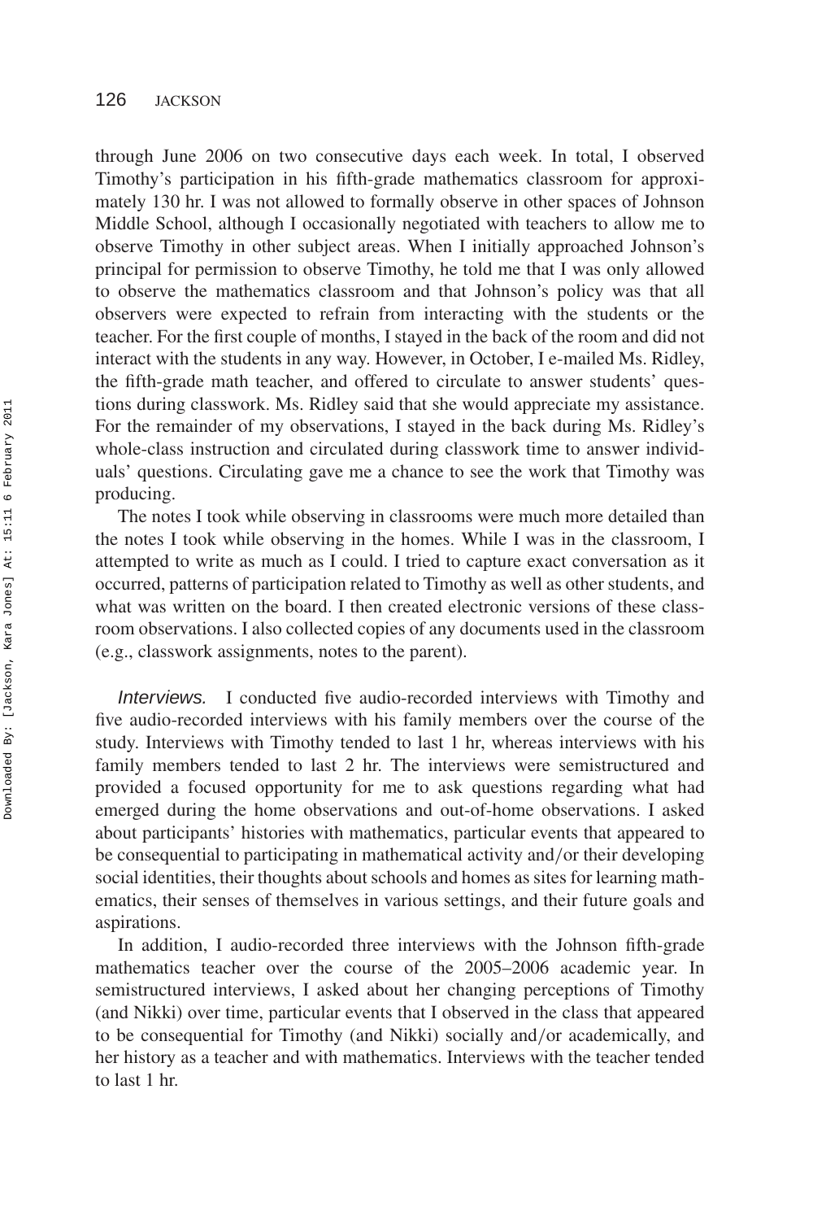through June 2006 on two consecutive days each week. In total, I observed Timothy's participation in his fifth-grade mathematics classroom for approximately 130 hr. I was not allowed to formally observe in other spaces of Johnson Middle School, although I occasionally negotiated with teachers to allow me to observe Timothy in other subject areas. When I initially approached Johnson's principal for permission to observe Timothy, he told me that I was only allowed to observe the mathematics classroom and that Johnson's policy was that all observers were expected to refrain from interacting with the students or the teacher. For the first couple of months, I stayed in the back of the room and did not interact with the students in any way. However, in October, I e-mailed Ms. Ridley, the fifth-grade math teacher, and offered to circulate to answer students' questions during classwork. Ms. Ridley said that she would appreciate my assistance. For the remainder of my observations, I stayed in the back during Ms. Ridley's whole-class instruction and circulated during classwork time to answer individuals' questions. Circulating gave me a chance to see the work that Timothy was producing.

The notes I took while observing in classrooms were much more detailed than the notes I took while observing in the homes. While I was in the classroom, I attempted to write as much as I could. I tried to capture exact conversation as it occurred, patterns of participation related to Timothy as well as other students, and what was written on the board. I then created electronic versions of these classroom observations. I also collected copies of any documents used in the classroom (e.g., classwork assignments, notes to the parent).

*Interviews.* I conducted five audio-recorded interviews with Timothy and five audio-recorded interviews with his family members over the course of the study. Interviews with Timothy tended to last 1 hr, whereas interviews with his family members tended to last 2 hr. The interviews were semistructured and provided a focused opportunity for me to ask questions regarding what had emerged during the home observations and out-of-home observations. I asked about participants' histories with mathematics, particular events that appeared to be consequential to participating in mathematical activity and/or their developing social identities, their thoughts about schools and homes as sites for learning mathematics, their senses of themselves in various settings, and their future goals and aspirations.

In addition, I audio-recorded three interviews with the Johnson fifth-grade mathematics teacher over the course of the 2005–2006 academic year. In semistructured interviews, I asked about her changing perceptions of Timothy (and Nikki) over time, particular events that I observed in the class that appeared to be consequential for Timothy (and Nikki) socially and/or academically, and her history as a teacher and with mathematics. Interviews with the teacher tended to last 1 hr.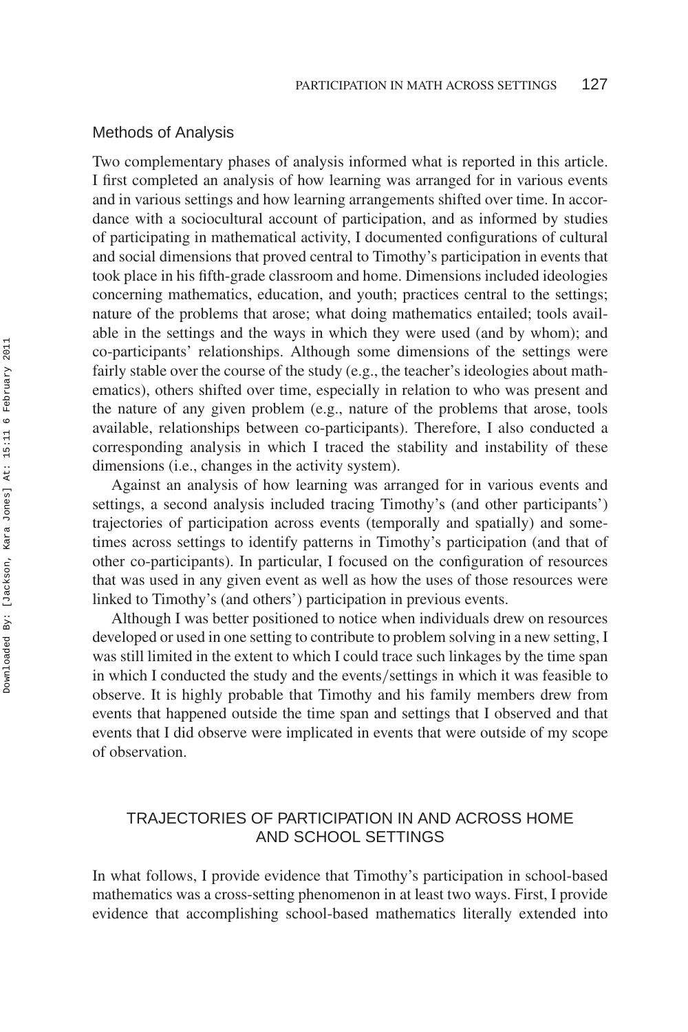## Methods of Analysis

Two complementary phases of analysis informed what is reported in this article. I first completed an analysis of how learning was arranged for in various events and in various settings and how learning arrangements shifted over time. In accordance with a sociocultural account of participation, and as informed by studies of participating in mathematical activity, I documented configurations of cultural and social dimensions that proved central to Timothy's participation in events that took place in his fifth-grade classroom and home. Dimensions included ideologies concerning mathematics, education, and youth; practices central to the settings; nature of the problems that arose; what doing mathematics entailed; tools available in the settings and the ways in which they were used (and by whom); and co-participants' relationships. Although some dimensions of the settings were fairly stable over the course of the study (e.g., the teacher's ideologies about mathematics), others shifted over time, especially in relation to who was present and the nature of any given problem (e.g., nature of the problems that arose, tools available, relationships between co-participants). Therefore, I also conducted a corresponding analysis in which I traced the stability and instability of these dimensions (i.e., changes in the activity system).

Against an analysis of how learning was arranged for in various events and settings, a second analysis included tracing Timothy's (and other participants') trajectories of participation across events (temporally and spatially) and sometimes across settings to identify patterns in Timothy's participation (and that of other co-participants). In particular, I focused on the configuration of resources that was used in any given event as well as how the uses of those resources were linked to Timothy's (and others') participation in previous events.

Although I was better positioned to notice when individuals drew on resources developed or used in one setting to contribute to problem solving in a new setting, I was still limited in the extent to which I could trace such linkages by the time span in which I conducted the study and the events/settings in which it was feasible to observe. It is highly probable that Timothy and his family members drew from events that happened outside the time span and settings that I observed and that events that I did observe were implicated in events that were outside of my scope of observation.

# TRAJECTORIES OF PARTICIPATION IN AND ACROSS HOME AND SCHOOL SETTINGS

In what follows, I provide evidence that Timothy's participation in school-based mathematics was a cross-setting phenomenon in at least two ways. First, I provide evidence that accomplishing school-based mathematics literally extended into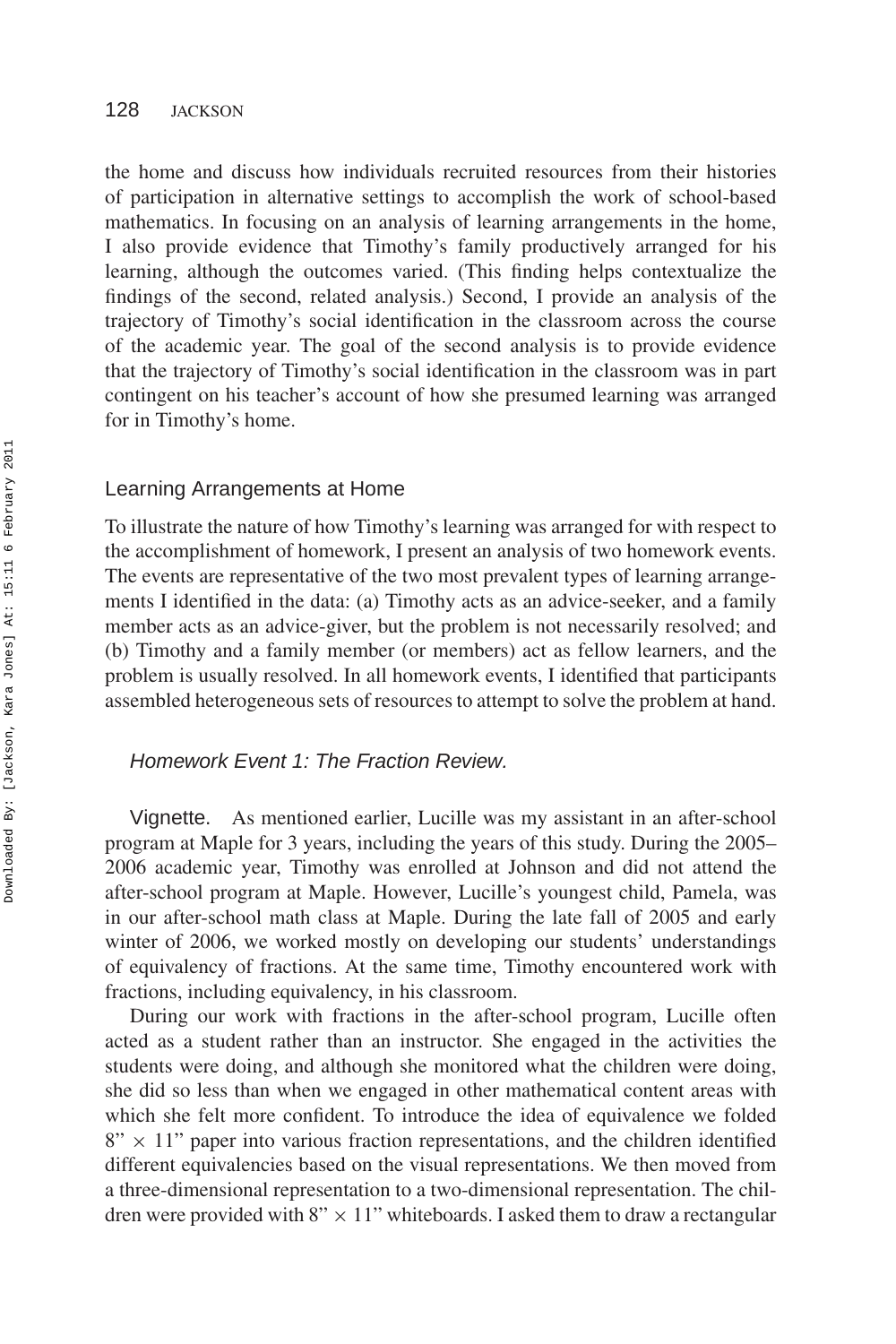the home and discuss how individuals recruited resources from their histories of participation in alternative settings to accomplish the work of school-based mathematics. In focusing on an analysis of learning arrangements in the home, I also provide evidence that Timothy's family productively arranged for his learning, although the outcomes varied. (This finding helps contextualize the findings of the second, related analysis.) Second, I provide an analysis of the trajectory of Timothy's social identification in the classroom across the course of the academic year. The goal of the second analysis is to provide evidence that the trajectory of Timothy's social identification in the classroom was in part contingent on his teacher's account of how she presumed learning was arranged for in Timothy's home.

### Learning Arrangements at Home

To illustrate the nature of how Timothy's learning was arranged for with respect to the accomplishment of homework, I present an analysis of two homework events. The events are representative of the two most prevalent types of learning arrangements I identified in the data: (a) Timothy acts as an advice-seeker, and a family member acts as an advice-giver, but the problem is not necessarily resolved; and (b) Timothy and a family member (or members) act as fellow learners, and the problem is usually resolved. In all homework events, I identified that participants assembled heterogeneous sets of resources to attempt to solve the problem at hand.

#### *Homework Event 1: The Fraction Review.*

Vignette. As mentioned earlier, Lucille was my assistant in an after-school program at Maple for 3 years, including the years of this study. During the 2005–2006 academic year, Timothy was enrolled at Johnson and did not attend the after-school program at Maple. However, Lucille's youngest child, Pamela, was in our after-school math class at Maple. During the late fall of 2005 and early winter of 2006, we worked mostly on developing our students' understandings of equivalency of fractions. At the same time, Timothy encountered work with fractions, including equivalency, in his classroom.

During our work with fractions in the after-school program, Lucille often acted as a student rather than an instructor. She engaged in the activities the students were doing, and although she monitored what the children were doing, she did so less than when we engaged in other mathematical content areas with which she felt more confident. To introduce the idea of equivalence we folded 8" × 11" paper into various fraction representations, and the children identified different equivalencies based on the visual representations. We then moved from a three-dimensional representation to a two-dimensional representation. The children were provided with 8" × 11" whiteboards. I asked them to draw a rectangular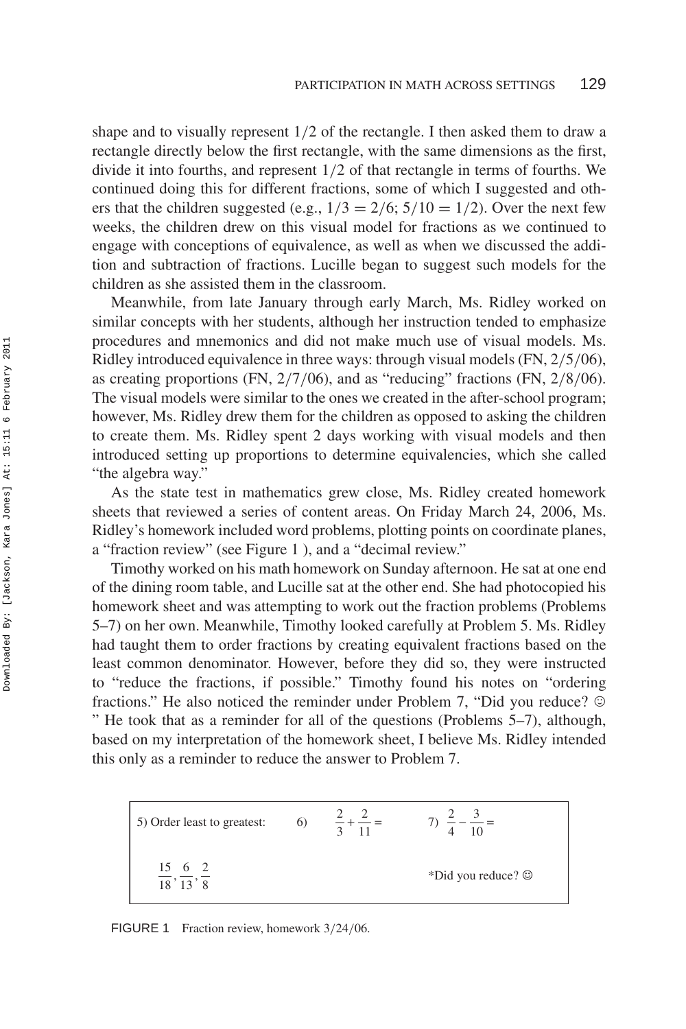shape and to visually represent 1/2 of the rectangle. I then asked them to draw a rectangle directly below the first rectangle, with the same dimensions as the first, divide it into fourths, and represent 1/2 of that rectangle in terms of fourths. We continued doing this for different fractions, some of which I suggested and others that the children suggested (e.g., $1/3 = 2/6$; $5/10 = 1/2$). Over the next few weeks, the children drew on this visual model for fractions as we continued to engage with conceptions of equivalence, as well as when we discussed the addition and subtraction of fractions. Lucille began to suggest such models for the children as she assisted them in the classroom.

Meanwhile, from late January through early March, Ms. Ridley worked on similar concepts with her students, although her instruction tended to emphasize procedures and mnemonics and did not make much use of visual models. Ms. Ridley introduced equivalence in three ways: through visual models (FN, 2/5/06), as creating proportions (FN, 2/7/06), and as "reducing" fractions (FN, 2/8/06). The visual models were similar to the ones we created in the after-school program; however, Ms. Ridley drew them for the children as opposed to asking the children to create them. Ms. Ridley spent 2 days working with visual models and then introduced setting up proportions to determine equivalencies, which she called "the algebra way."

As the state test in mathematics grew close, Ms. Ridley created homework sheets that reviewed a series of content areas. On Friday March 24, 2006, Ms. Ridley's homework included word problems, plotting points on coordinate planes, a "fraction review" (see Figure 1 ), and a "decimal review."

Timothy worked on his math homework on Sunday afternoon. He sat at one end of the dining room table, and Lucille sat at the other end. She had photocopied his homework sheet and was attempting to work out the fraction problems (Problems 5–7) on her own. Meanwhile, Timothy looked carefully at Problem 5. Ms. Ridley had taught them to order fractions by creating equivalent fractions based on the least common denominator. However, before they did so, they were instructed to "reduce the fractions, if possible." Timothy found his notes on "ordering fractions." He also noticed the reminder under Problem 7, "Did you reduce? ☺ " He took that as a reminder for all of the questions (Problems 5–7), although, based on my interpretation of the homework sheet, I believe Ms. Ridley intended this only as a reminder to reduce the answer to Problem 7.

| 5) Order least to greatest: | 6) $\frac{2}{3} + \frac{2}{11} =$ | 7) $\frac{2}{4} - \frac{3}{10} =$ |
|---|---|---|
| $\frac{15}{18}, \frac{6}{13}, \frac{2}{8}$ | | *Did you reduce? ☺ |

FIGURE 1 Fraction review, homework 3/24/06.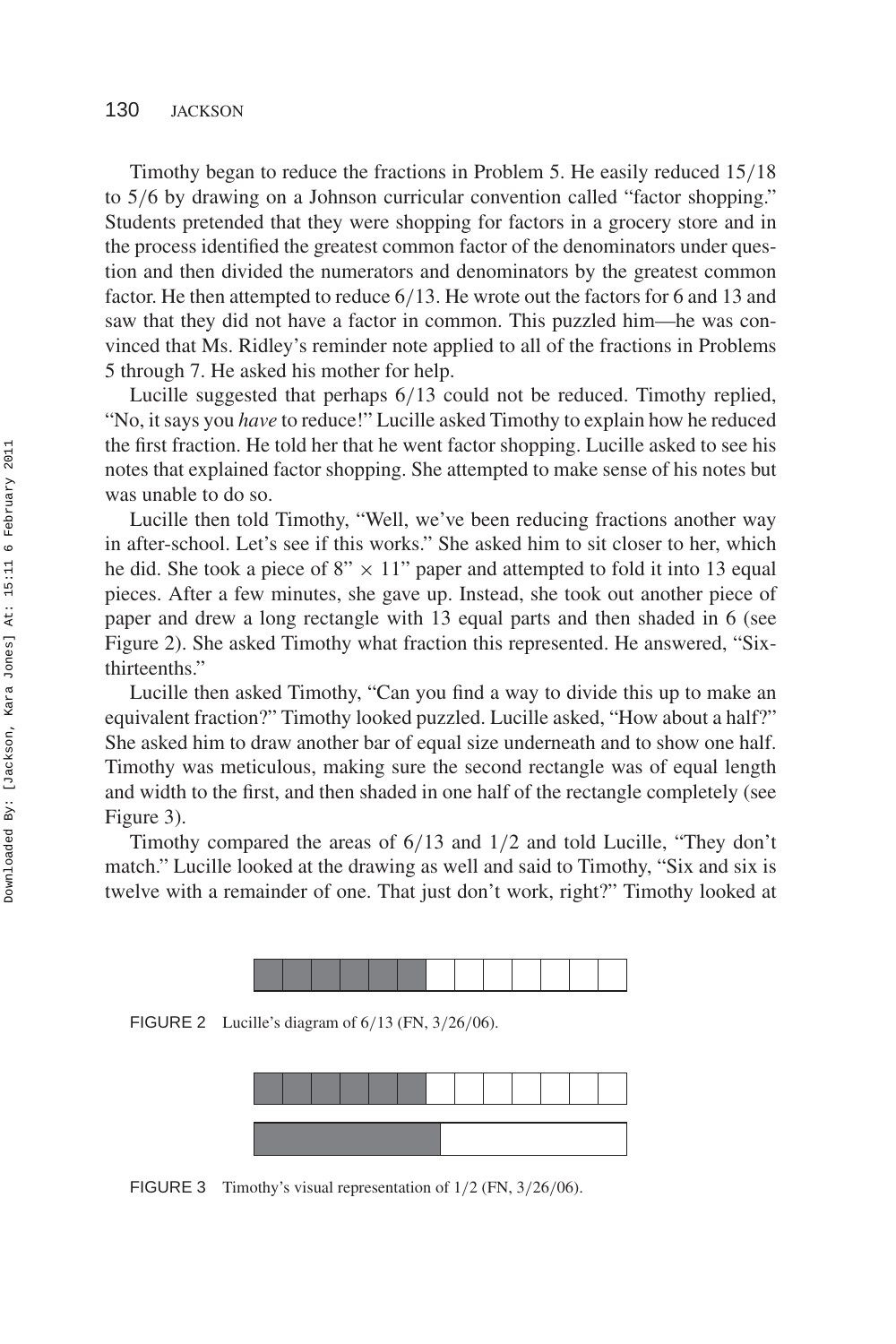Timothy began to reduce the fractions in Problem 5. He easily reduced 15/18 to 5/6 by drawing on a Johnson curricular convention called "factor shopping." Students pretended that they were shopping for factors in a grocery store and in the process identified the greatest common factor of the denominators under question and then divided the numerators and denominators by the greatest common factor. He then attempted to reduce 6/13. He wrote out the factors for 6 and 13 and saw that they did not have a factor in common. This puzzled him—he was convinced that Ms. Ridley's reminder note applied to all of the fractions in Problems 5 through 7. He asked his mother for help.

Lucille suggested that perhaps 6/13 could not be reduced. Timothy replied, "No, it says you *have* to reduce!" Lucille asked Timothy to explain how he reduced the first fraction. He told her that he went factor shopping. Lucille asked to see his notes that explained factor shopping. She attempted to make sense of his notes but was unable to do so.

Lucille then told Timothy, "Well, we've been reducing fractions another way in after-school. Let's see if this works." She asked him to sit closer to her, which he did. She took a piece of 8" $\times$ 11" paper and attempted to fold it into 13 equal pieces. After a few minutes, she gave up. Instead, she took out another piece of paper and drew a long rectangle with 13 equal parts and then shaded in 6 (see Figure 2). She asked Timothy what fraction this represented. He answered, "Six-thirteenths."

Lucille then asked Timothy, "Can you find a way to divide this up to make an equivalent fraction?" Timothy looked puzzled. Lucille asked, "How about a half?" She asked him to draw another bar of equal size underneath and to show one half. Timothy was meticulous, making sure the second rectangle was of equal length and width to the first, and then shaded in one half of the rectangle completely (see Figure 3).

Timothy compared the areas of 6/13 and 1/2 and told Lucille, "They don't match." Lucille looked at the drawing as well and said to Timothy, "Six and six is twelve with a remainder of one. That just don't work, right?" Timothy looked at

FIGURE 2 Lucille's diagram of 6/13 (FN, 3/26/06).

FIGURE 3 Timothy's visual representation of 1/2 (FN, 3/26/06).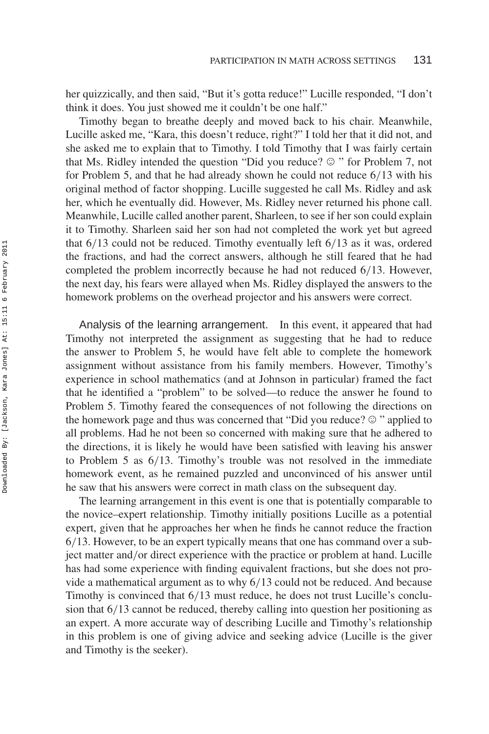her quizzically, and then said, "But it's gotta reduce!" Lucille responded, "I don't think it does. You just showed me it couldn't be one half."

Timothy began to breathe deeply and moved back to his chair. Meanwhile, Lucille asked me, "Kara, this doesn't reduce, right?" I told her that it did not, and she asked me to explain that to Timothy. I told Timothy that I was fairly certain that Ms. Ridley intended the question "Did you reduce? ☺ " for Problem 7, not for Problem 5, and that he had already shown he could not reduce 6/13 with his original method of factor shopping. Lucille suggested he call Ms. Ridley and ask her, which he eventually did. However, Ms. Ridley never returned his phone call. Meanwhile, Lucille called another parent, Sharleen, to see if her son could explain it to Timothy. Sharleen said her son had not completed the work yet but agreed that 6/13 could not be reduced. Timothy eventually left 6/13 as it was, ordered the fractions, and had the correct answers, although he still feared that he had completed the problem incorrectly because he had not reduced 6/13. However, the next day, his fears were allayed when Ms. Ridley displayed the answers to the homework problems on the overhead projector and his answers were correct.

**Analysis of the learning arrangement.** In this event, it appeared that had Timothy not interpreted the assignment as suggesting that he had to reduce the answer to Problem 5, he would have felt able to complete the homework assignment without assistance from his family members. However, Timothy's experience in school mathematics (and at Johnson in particular) framed the fact that he identified a "problem" to be solved—to reduce the answer he found to Problem 5. Timothy feared the consequences of not following the directions on the homework page and thus was concerned that "Did you reduce? ☺ " applied to all problems. Had he not been so concerned with making sure that he adhered to the directions, it is likely he would have been satisfied with leaving his answer to Problem 5 as 6/13. Timothy's trouble was not resolved in the immediate homework event, as he remained puzzled and unconvinced of his answer until he saw that his answers were correct in math class on the subsequent day.

The learning arrangement in this event is one that is potentially comparable to the novice–expert relationship. Timothy initially positions Lucille as a potential expert, given that he approaches her when he finds he cannot reduce the fraction 6/13. However, to be an expert typically means that one has command over a subject matter and/or direct experience with the practice or problem at hand. Lucille has had some experience with finding equivalent fractions, but she does not provide a mathematical argument as to why 6/13 could not be reduced. And because Timothy is convinced that 6/13 must reduce, he does not trust Lucille's conclusion that 6/13 cannot be reduced, thereby calling into question her positioning as an expert. A more accurate way of describing Lucille and Timothy's relationship in this problem is one of giving advice and seeking advice (Lucille is the giver and Timothy is the seeker).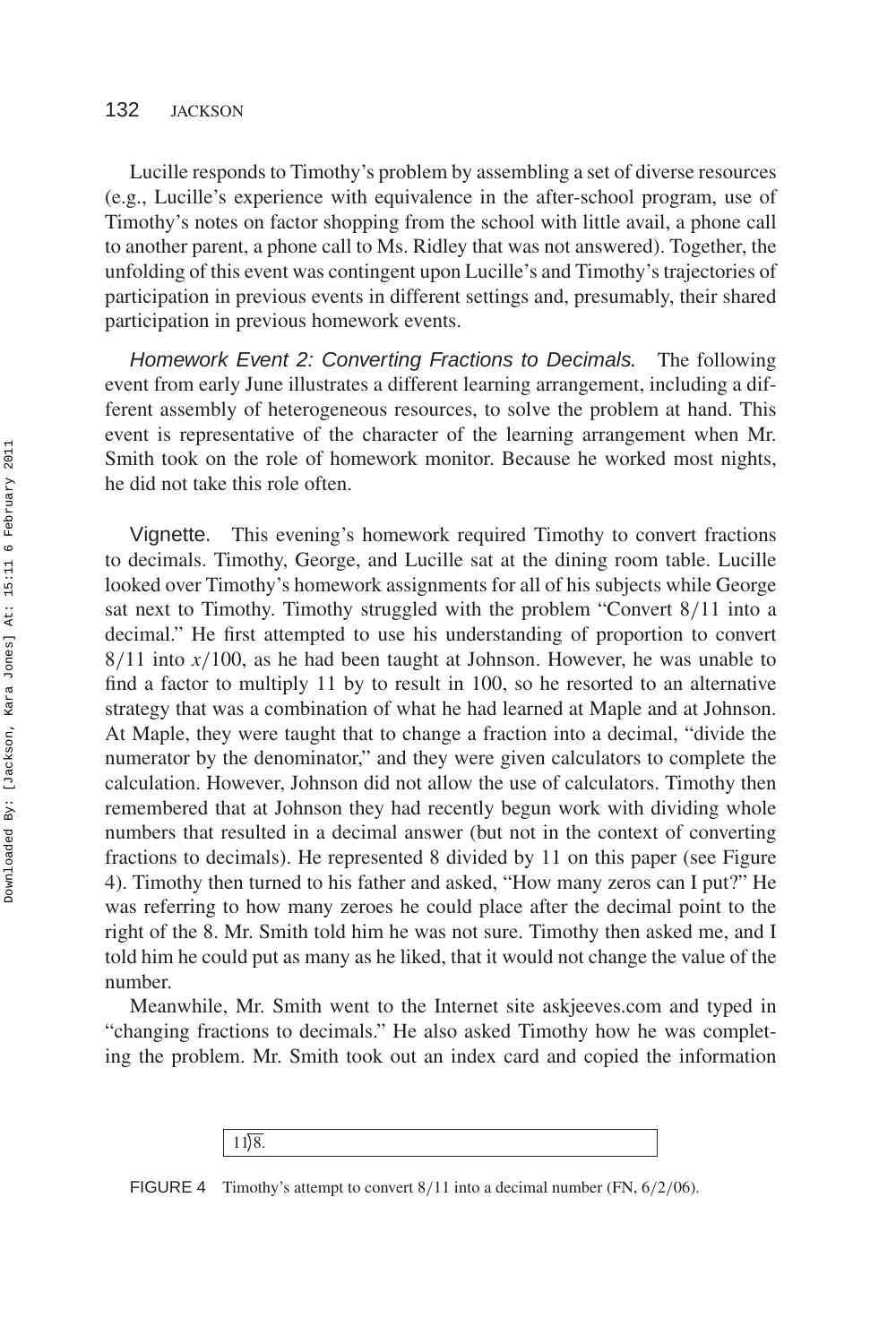Lucille responds to Timothy's problem by assembling a set of diverse resources (e.g., Lucille's experience with equivalence in the after-school program, use of Timothy's notes on factor shopping from the school with little avail, a phone call to another parent, a phone call to Ms. Ridley that was not answered). Together, the unfolding of this event was contingent upon Lucille's and Timothy's trajectories of participation in previous events in different settings and, presumably, their shared participation in previous homework events.

*Homework Event 2: Converting Fractions to Decimals.* The following event from early June illustrates a different learning arrangement, including a different assembly of heterogeneous resources, to solve the problem at hand. This event is representative of the character of the learning arrangement when Mr. Smith took on the role of homework monitor. Because he worked most nights, he did not take this role often.

Vignette. This evening's homework required Timothy to convert fractions to decimals. Timothy, George, and Lucille sat at the dining room table. Lucille looked over Timothy's homework assignments for all of his subjects while George sat next to Timothy. Timothy struggled with the problem "Convert $8/11$ into a decimal." He first attempted to use his understanding of proportion to convert $8/11$ into $x/100$, as he had been taught at Johnson. However, he was unable to find a factor to multiply 11 by to result in 100, so he resorted to an alternative strategy that was a combination of what he had learned at Maple and at Johnson. At Maple, they were taught that to change a fraction into a decimal, "divide the numerator by the denominator," and they were given calculators to complete the calculation. However, Johnson did not allow the use of calculators. Timothy then remembered that at Johnson they had recently begun work with dividing whole numbers that resulted in a decimal answer (but not in the context of converting fractions to decimals). He represented 8 divided by 11 on this paper (see Figure 4). Timothy then turned to his father and asked, "How many zeros can I put?" He was referring to how many zeroes he could place after the decimal point to the right of the 8. Mr. Smith told him he was not sure. Timothy then asked me, and I told him he could put as many as he liked, that it would not change the value of the number.

Meanwhile, Mr. Smith went to the Internet site askjeeves.com and typed in "changing fractions to decimals." He also asked Timothy how he was completing the problem. Mr. Smith took out an index card and copied the information

$11\overline{)8.}$

FIGURE 4 Timothy's attempt to convert $8/11$ into a decimal number (FN, 6/2/06).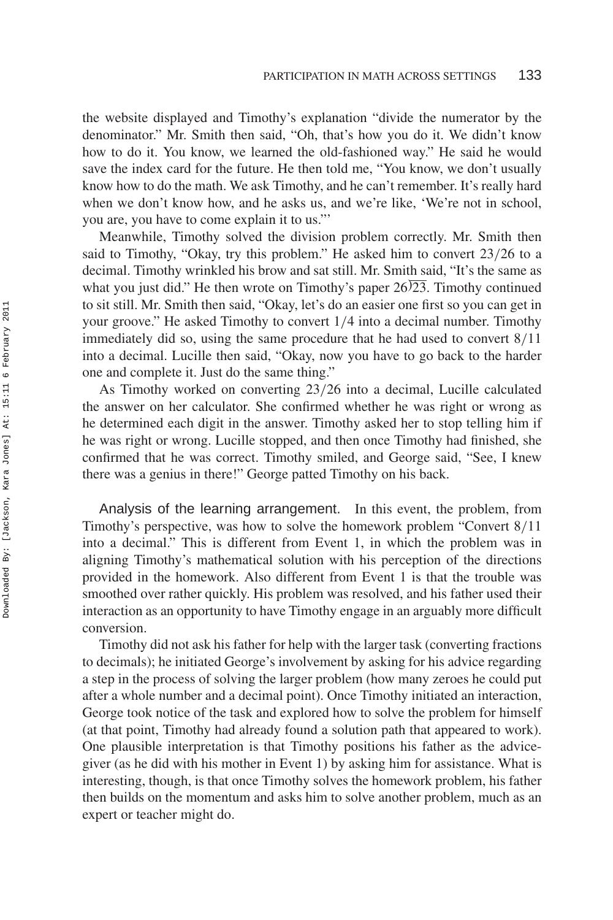the website displayed and Timothy's explanation "divide the numerator by the denominator." Mr. Smith then said, "Oh, that's how you do it. We didn't know how to do it. You know, we learned the old-fashioned way." He said he would save the index card for the future. He then told me, "You know, we don't usually know how to do the math. We ask Timothy, and he can't remember. It's really hard when we don't know how, and he asks us, and we're like, 'We're not in school, you are, you have to come explain it to us.'"

Meanwhile, Timothy solved the division problem correctly. Mr. Smith then said to Timothy, "Okay, try this problem." He asked him to convert 23/26 to a decimal. Timothy wrinkled his brow and sat still. Mr. Smith said, "It's the same as what you just did." He then wrote on Timothy's paper $26\overline{)23}$. Timothy continued to sit still. Mr. Smith then said, "Okay, let's do an easier one first so you can get in your groove." He asked Timothy to convert 1/4 into a decimal number. Timothy immediately did so, using the same procedure that he had used to convert 8/11 into a decimal. Lucille then said, "Okay, now you have to go back to the harder one and complete it. Just do the same thing."

As Timothy worked on converting 23/26 into a decimal, Lucille calculated the answer on her calculator. She confirmed whether he was right or wrong as he determined each digit in the answer. Timothy asked her to stop telling him if he was right or wrong. Lucille stopped, and then once Timothy had finished, she confirmed that he was correct. Timothy smiled, and George said, "See, I knew there was a genius in there!" George patted Timothy on his back.

**Analysis of the learning arrangement.** In this event, the problem, from Timothy's perspective, was how to solve the homework problem "Convert 8/11 into a decimal." This is different from Event 1, in which the problem was in aligning Timothy's mathematical solution with his perception of the directions provided in the homework. Also different from Event 1 is that the trouble was smoothed over rather quickly. His problem was resolved, and his father used their interaction as an opportunity to have Timothy engage in an arguably more difficult conversion.

Timothy did not ask his father for help with the larger task (converting fractions to decimals); he initiated George's involvement by asking for his advice regarding a step in the process of solving the larger problem (how many zeroes he could put after a whole number and a decimal point). Once Timothy initiated an interaction, George took notice of the task and explored how to solve the problem for himself (at that point, Timothy had already found a solution path that appeared to work). One plausible interpretation is that Timothy positions his father as the advice-giver (as he did with his mother in Event 1) by asking him for assistance. What is interesting, though, is that once Timothy solves the homework problem, his father then builds on the momentum and asks him to solve another problem, much as an expert or teacher might do.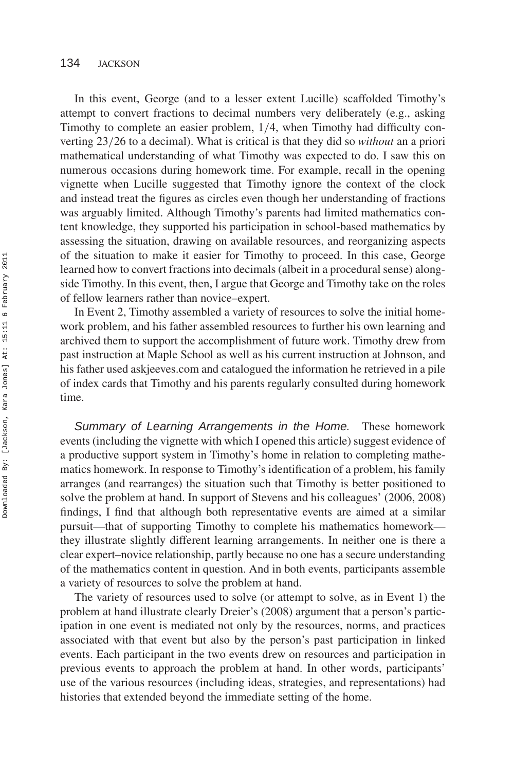In this event, George (and to a lesser extent Lucille) scaffolded Timothy's attempt to convert fractions to decimal numbers very deliberately (e.g., asking Timothy to complete an easier problem, 1/4, when Timothy had difficulty converting 23/26 to a decimal). What is critical is that they did so *without* an a priori mathematical understanding of what Timothy was expected to do. I saw this on numerous occasions during homework time. For example, recall in the opening vignette when Lucille suggested that Timothy ignore the context of the clock and instead treat the figures as circles even though her understanding of fractions was arguably limited. Although Timothy's parents had limited mathematics content knowledge, they supported his participation in school-based mathematics by assessing the situation, drawing on available resources, and reorganizing aspects of the situation to make it easier for Timothy to proceed. In this case, George learned how to convert fractions into decimals (albeit in a procedural sense) alongside Timothy. In this event, then, I argue that George and Timothy take on the roles of fellow learners rather than novice–expert.

In Event 2, Timothy assembled a variety of resources to solve the initial homework problem, and his father assembled resources to further his own learning and archived them to support the accomplishment of future work. Timothy drew from past instruction at Maple School as well as his current instruction at Johnson, and his father used askjeeves.com and catalogued the information he retrieved in a pile of index cards that Timothy and his parents regularly consulted during homework time.

*Summary of Learning Arrangements in the Home.* These homework events (including the vignette with which I opened this article) suggest evidence of a productive support system in Timothy's home in relation to completing mathematics homework. In response to Timothy's identification of a problem, his family arranges (and rearranges) the situation such that Timothy is better positioned to solve the problem at hand. In support of Stevens and his colleagues' (2006, 2008) findings, I find that although both representative events are aimed at a similar pursuit—that of supporting Timothy to complete his mathematics homework—they illustrate slightly different learning arrangements. In neither one is there a clear expert–novice relationship, partly because no one has a secure understanding of the mathematics content in question. And in both events, participants assemble a variety of resources to solve the problem at hand.

The variety of resources used to solve (or attempt to solve, as in Event 1) the problem at hand illustrate clearly Dreier's (2008) argument that a person's participation in one event is mediated not only by the resources, norms, and practices associated with that event but also by the person's past participation in linked events. Each participant in the two events drew on resources and participation in previous events to approach the problem at hand. In other words, participants' use of the various resources (including ideas, strategies, and representations) had histories that extended beyond the immediate setting of the home.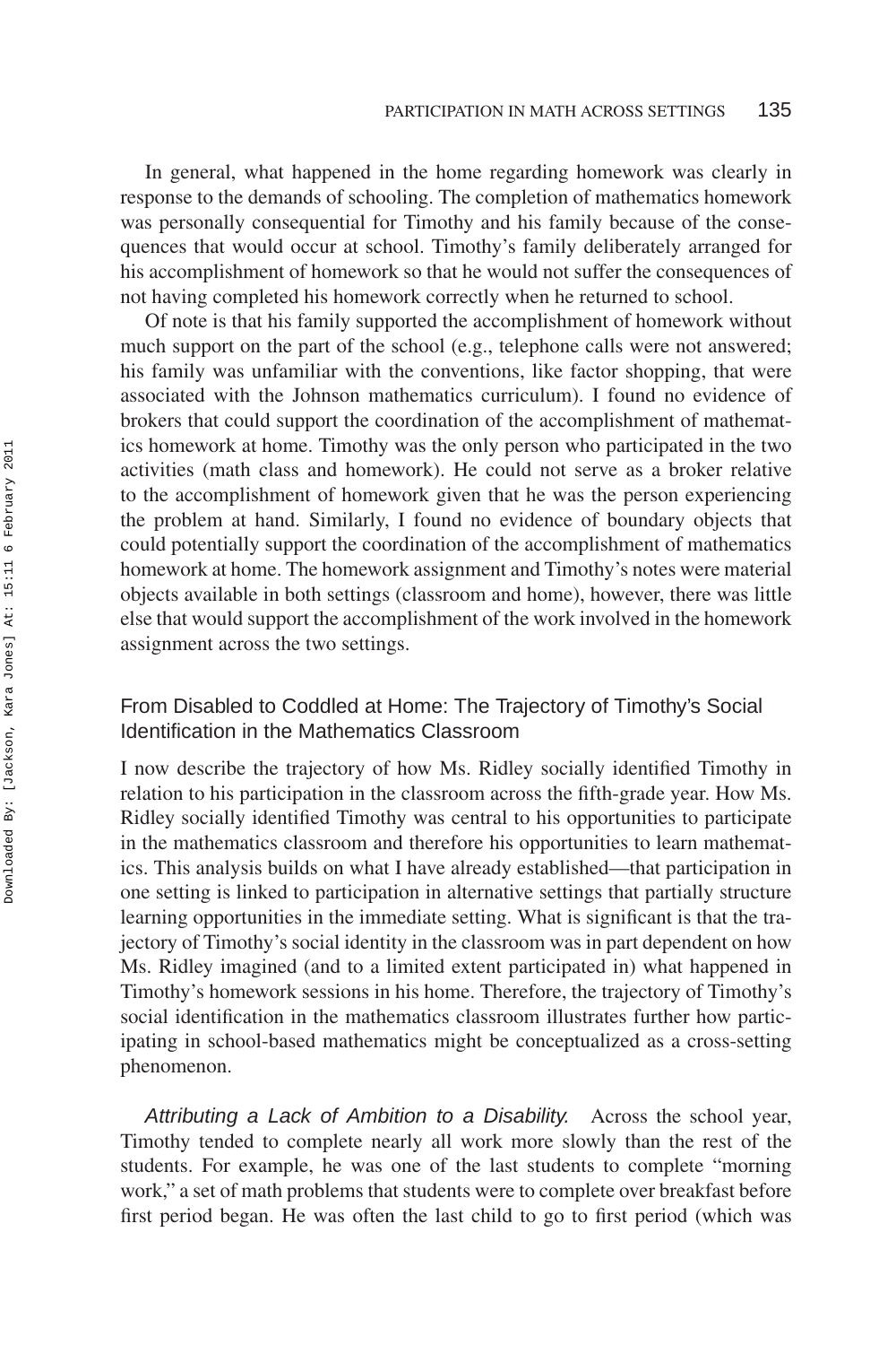In general, what happened in the home regarding homework was clearly in response to the demands of schooling. The completion of mathematics homework was personally consequential for Timothy and his family because of the consequences that would occur at school. Timothy's family deliberately arranged for his accomplishment of homework so that he would not suffer the consequences of not having completed his homework correctly when he returned to school.

Of note is that his family supported the accomplishment of homework without much support on the part of the school (e.g., telephone calls were not answered; his family was unfamiliar with the conventions, like factor shopping, that were associated with the Johnson mathematics curriculum). I found no evidence of brokers that could support the coordination of the accomplishment of mathematics homework at home. Timothy was the only person who participated in the two activities (math class and homework). He could not serve as a broker relative to the accomplishment of homework given that he was the person experiencing the problem at hand. Similarly, I found no evidence of boundary objects that could potentially support the coordination of the accomplishment of mathematics homework at home. The homework assignment and Timothy's notes were material objects available in both settings (classroom and home), however, there was little else that would support the accomplishment of the work involved in the homework assignment across the two settings.

## From Disabled to Coddled at Home: The Trajectory of Timothy's Social Identification in the Mathematics Classroom

I now describe the trajectory of how Ms. Ridley socially identified Timothy in relation to his participation in the classroom across the fifth-grade year. How Ms. Ridley socially identified Timothy was central to his opportunities to participate in the mathematics classroom and therefore his opportunities to learn mathematics. This analysis builds on what I have already established—that participation in one setting is linked to participation in alternative settings that partially structure learning opportunities in the immediate setting. What is significant is that the trajectory of Timothy's social identity in the classroom was in part dependent on how Ms. Ridley imagined (and to a limited extent participated in) what happened in Timothy's homework sessions in his home. Therefore, the trajectory of Timothy's social identification in the mathematics classroom illustrates further how participating in school-based mathematics might be conceptualized as a cross-setting phenomenon.

*Attributing a Lack of Ambition to a Disability.* Across the school year, Timothy tended to complete nearly all work more slowly than the rest of the students. For example, he was one of the last students to complete "morning work," a set of math problems that students were to complete over breakfast before first period began. He was often the last child to go to first period (which was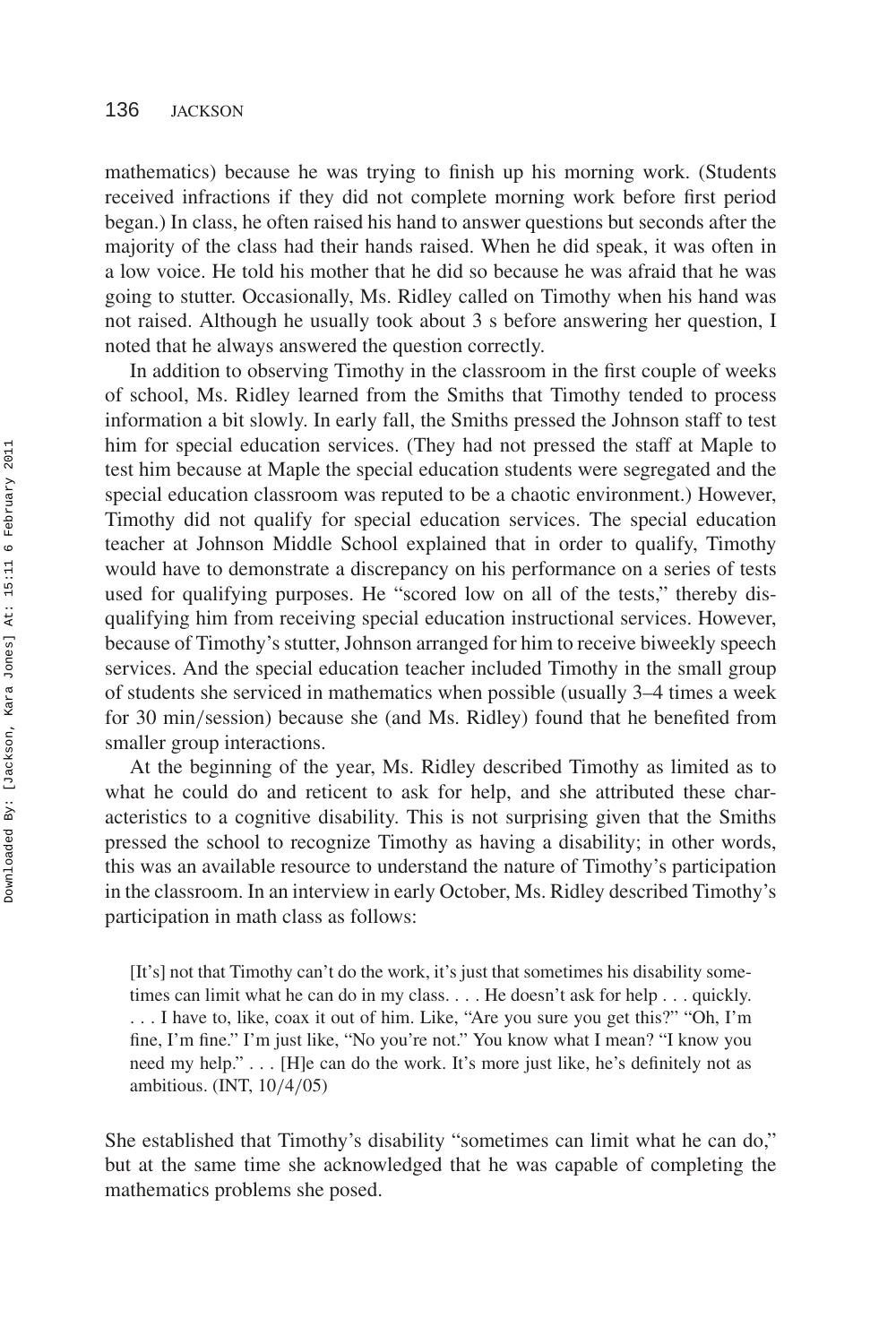mathematics) because he was trying to finish up his morning work. (Students received infractions if they did not complete morning work before first period began.) In class, he often raised his hand to answer questions but seconds after the majority of the class had their hands raised. When he did speak, it was often in a low voice. He told his mother that he did so because he was afraid that he was going to stutter. Occasionally, Ms. Ridley called on Timothy when his hand was not raised. Although he usually took about 3 s before answering her question, I noted that he always answered the question correctly.

In addition to observing Timothy in the classroom in the first couple of weeks of school, Ms. Ridley learned from the Smiths that Timothy tended to process information a bit slowly. In early fall, the Smiths pressed the Johnson staff to test him for special education services. (They had not pressed the staff at Maple to test him because at Maple the special education students were segregated and the special education classroom was reputed to be a chaotic environment.) However, Timothy did not qualify for special education services. The special education teacher at Johnson Middle School explained that in order to qualify, Timothy would have to demonstrate a discrepancy on his performance on a series of tests used for qualifying purposes. He "scored low on all of the tests," thereby disqualifying him from receiving special education instructional services. However, because of Timothy's stutter, Johnson arranged for him to receive biweekly speech services. And the special education teacher included Timothy in the small group of students she serviced in mathematics when possible (usually 3–4 times a week for 30 min/session) because she (and Ms. Ridley) found that he benefited from smaller group interactions.

At the beginning of the year, Ms. Ridley described Timothy as limited as to what he could do and reticent to ask for help, and she attributed these characteristics to a cognitive disability. This is not surprising given that the Smiths pressed the school to recognize Timothy as having a disability; in other words, this was an available resource to understand the nature of Timothy's participation in the classroom. In an interview in early October, Ms. Ridley described Timothy's participation in math class as follows:

> [It's] not that Timothy can't do the work, it's just that sometimes his disability sometimes can limit what he can do in my class. . . . He doesn't ask for help . . . quickly. . . . I have to, like, coax it out of him. Like, "Are you sure you get this?" "Oh, I'm fine, I'm fine." I'm just like, "No you're not." You know what I mean? "I know you need my help." . . . [H]e can do the work. It's more just like, he's definitely not as ambitious. (INT, 10/4/05)

She established that Timothy's disability "sometimes can limit what he can do," but at the same time she acknowledged that he was capable of completing the mathematics problems she posed.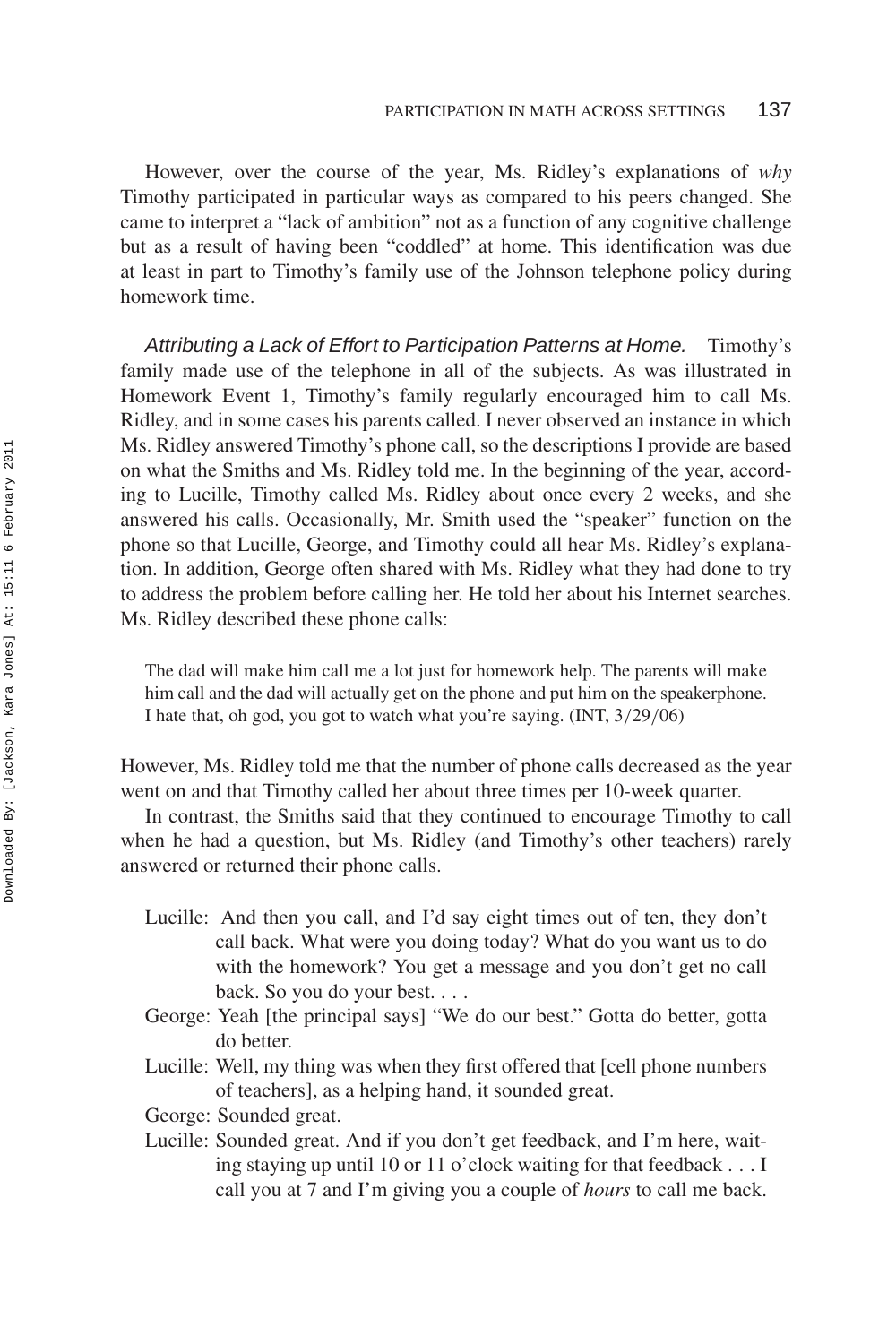However, over the course of the year, Ms. Ridley's explanations of *why* Timothy participated in particular ways as compared to his peers changed. She came to interpret a "lack of ambition" not as a function of any cognitive challenge but as a result of having been "coddled" at home. This identification was due at least in part to Timothy's family use of the Johnson telephone policy during homework time.

*Attributing a Lack of Effort to Participation Patterns at Home.* Timothy's family made use of the telephone in all of the subjects. As was illustrated in Homework Event 1, Timothy's family regularly encouraged him to call Ms. Ridley, and in some cases his parents called. I never observed an instance in which Ms. Ridley answered Timothy's phone call, so the descriptions I provide are based on what the Smiths and Ms. Ridley told me. In the beginning of the year, according to Lucille, Timothy called Ms. Ridley about once every 2 weeks, and she answered his calls. Occasionally, Mr. Smith used the "speaker" function on the phone so that Lucille, George, and Timothy could all hear Ms. Ridley's explanation. In addition, George often shared with Ms. Ridley what they had done to try to address the problem before calling her. He told her about his Internet searches. Ms. Ridley described these phone calls:

> The dad will make him call me a lot just for homework help. The parents will make him call and the dad will actually get on the phone and put him on the speakerphone. I hate that, oh god, you got to watch what you're saying. (INT, 3/29/06)

However, Ms. Ridley told me that the number of phone calls decreased as the year went on and that Timothy called her about three times per 10-week quarter.

In contrast, the Smiths said that they continued to encourage Timothy to call when he had a question, but Ms. Ridley (and Timothy's other teachers) rarely answered or returned their phone calls.

> Lucille: And then you call, and I'd say eight times out of ten, they don't call back. What were you doing today? What do you want us to do with the homework? You get a message and you don't get no call back. So you do your best. . . .
>
> George: Yeah [the principal says] "We do our best." Gotta do better, gotta do better.
>
> Lucille: Well, my thing was when they first offered that [cell phone numbers of teachers], as a helping hand, it sounded great.
>
> George: Sounded great.
>
> Lucille: Sounded great. And if you don't get feedback, and I'm here, waiting staying up until 10 or 11 o'clock waiting for that feedback . . . I call you at 7 and I'm giving you a couple of *hours* to call me back.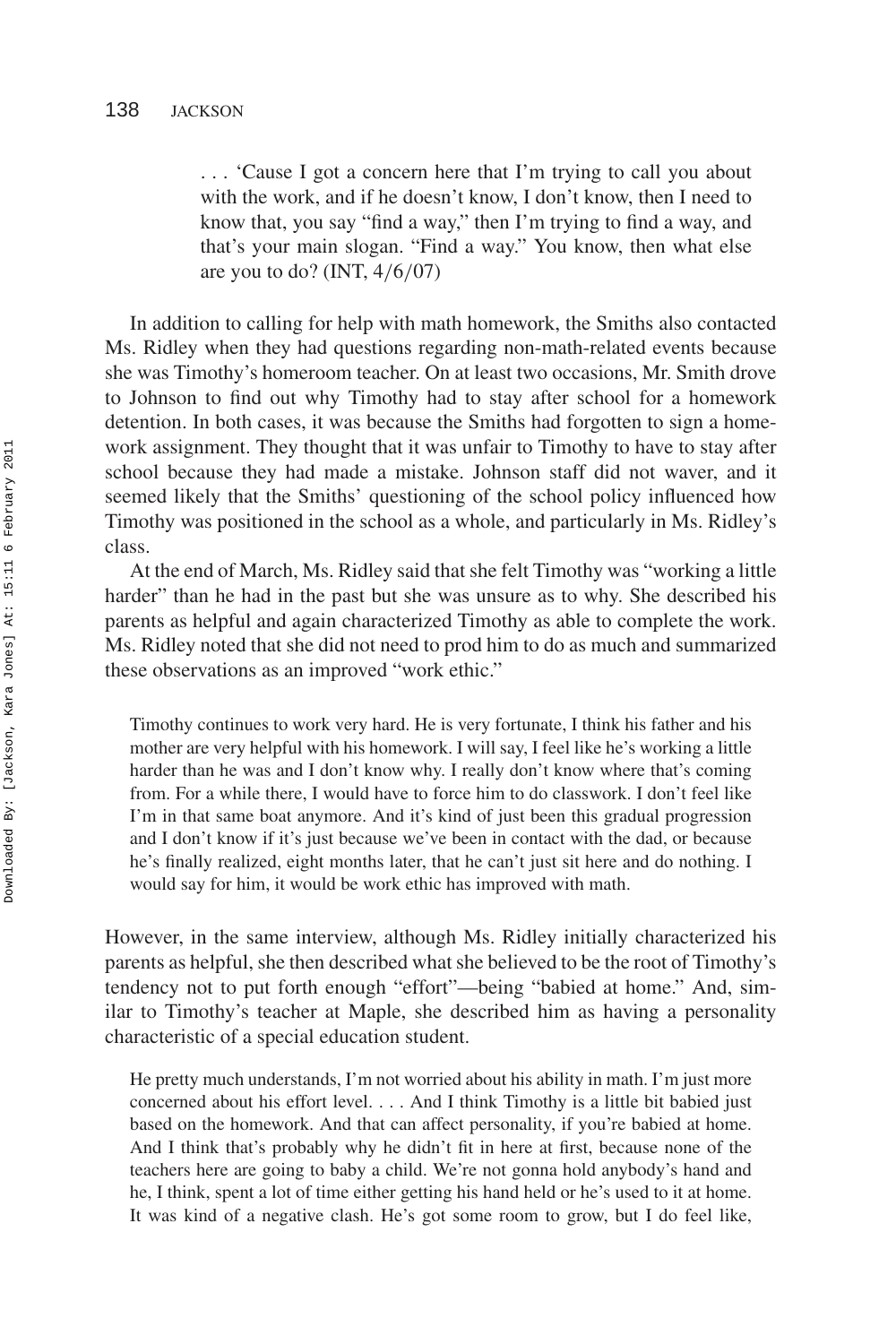> . . . 'Cause I got a concern here that I'm trying to call you about with the work, and if he doesn't know, I don't know, then I need to know that, you say "find a way," then I'm trying to find a way, and that's your main slogan. "Find a way." You know, then what else are you to do? (INT, 4/6/07)

In addition to calling for help with math homework, the Smiths also contacted Ms. Ridley when they had questions regarding non-math-related events because she was Timothy's homeroom teacher. On at least two occasions, Mr. Smith drove to Johnson to find out why Timothy had to stay after school for a homework detention. In both cases, it was because the Smiths had forgotten to sign a homework assignment. They thought that it was unfair to Timothy to have to stay after school because they had made a mistake. Johnson staff did not waver, and it seemed likely that the Smiths' questioning of the school policy influenced how Timothy was positioned in the school as a whole, and particularly in Ms. Ridley's class.

At the end of March, Ms. Ridley said that she felt Timothy was "working a little harder" than he had in the past but she was unsure as to why. She described his parents as helpful and again characterized Timothy as able to complete the work. Ms. Ridley noted that she did not need to prod him to do as much and summarized these observations as an improved "work ethic."

> Timothy continues to work very hard. He is very fortunate, I think his father and his mother are very helpful with his homework. I will say, I feel like he's working a little harder than he was and I don't know why. I really don't know where that's coming from. For a while there, I would have to force him to do classwork. I don't feel like I'm in that same boat anymore. And it's kind of just been this gradual progression and I don't know if it's just because we've been in contact with the dad, or because he's finally realized, eight months later, that he can't just sit here and do nothing. I would say for him, it would be work ethic has improved with math.

However, in the same interview, although Ms. Ridley initially characterized his parents as helpful, she then described what she believed to be the root of Timothy's tendency not to put forth enough "effort"—being "babied at home." And, similar to Timothy's teacher at Maple, she described him as having a personality characteristic of a special education student.

> He pretty much understands, I'm not worried about his ability in math. I'm just more concerned about his effort level. . . . And I think Timothy is a little bit babied just based on the homework. And that can affect personality, if you're babied at home. And I think that's probably why he didn't fit in here at first, because none of the teachers here are going to baby a child. We're not gonna hold anybody's hand and he, I think, spent a lot of time either getting his hand held or he's used to it at home. It was kind of a negative clash. He's got some room to grow, but I do feel like,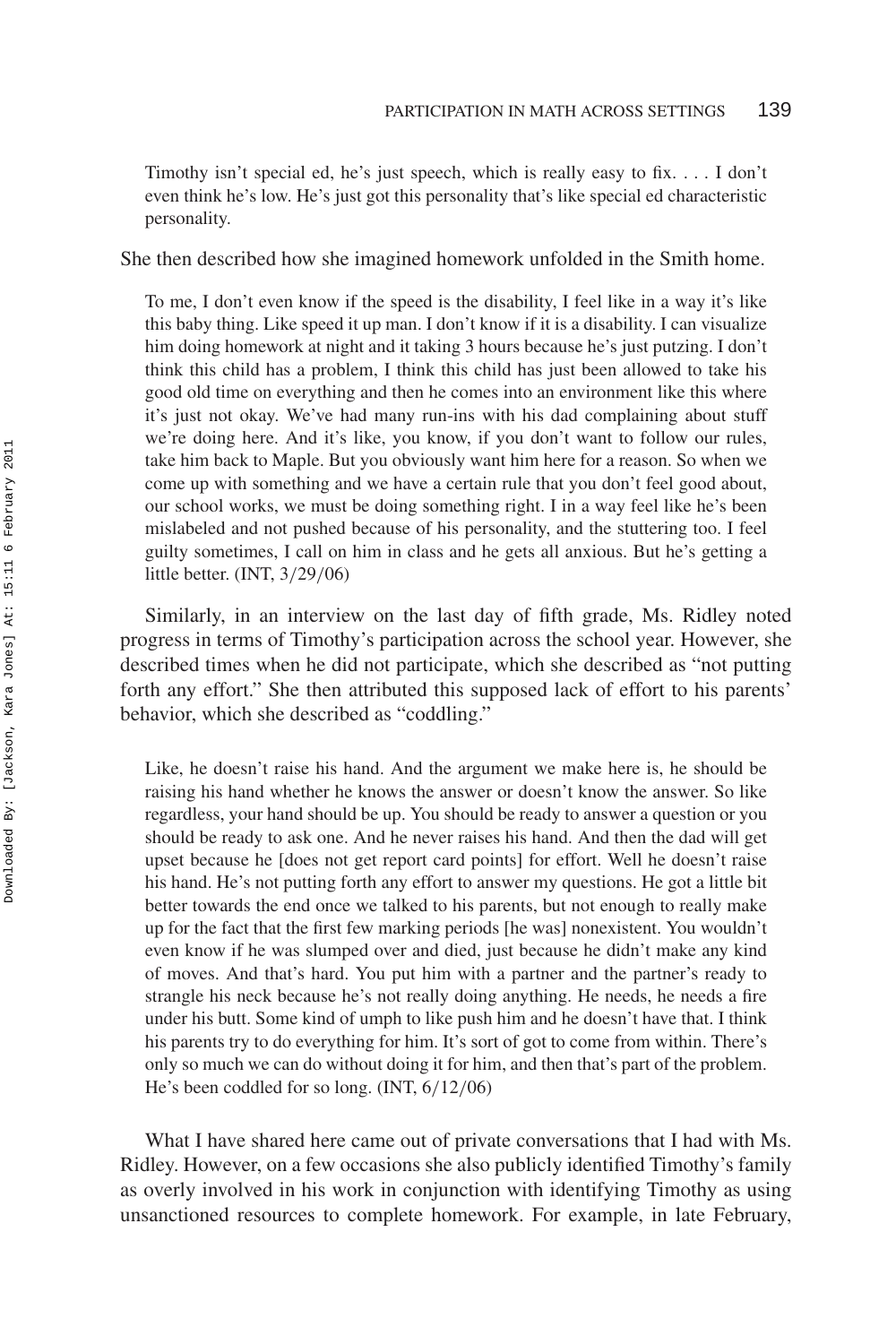> Timothy isn't special ed, he's just speech, which is really easy to fix. . . . I don't even think he's low. He's just got this personality that's like special ed characteristic personality.

She then described how she imagined homework unfolded in the Smith home.

> To me, I don't even know if the speed is the disability, I feel like in a way it's like this baby thing. Like speed it up man. I don't know if it is a disability. I can visualize him doing homework at night and it taking 3 hours because he's just putzing. I don't think this child has a problem, I think this child has just been allowed to take his good old time on everything and then he comes into an environment like this where it's just not okay. We've had many run-ins with his dad complaining about stuff we're doing here. And it's like, you know, if you don't want to follow our rules, take him back to Maple. But you obviously want him here for a reason. So when we come up with something and we have a certain rule that you don't feel good about, our school works, we must be doing something right. I in a way feel like he's been mislabeled and not pushed because of his personality, and the stuttering too. I feel guilty sometimes, I call on him in class and he gets all anxious. But he's getting a little better. (INT, 3/29/06)

Similarly, in an interview on the last day of fifth grade, Ms. Ridley noted progress in terms of Timothy's participation across the school year. However, she described times when he did not participate, which she described as "not putting forth any effort." She then attributed this supposed lack of effort to his parents' behavior, which she described as "coddling."

> Like, he doesn't raise his hand. And the argument we make here is, he should be raising his hand whether he knows the answer or doesn't know the answer. So like regardless, your hand should be up. You should be ready to answer a question or you should be ready to ask one. And he never raises his hand. And then the dad will get upset because he [does not get report card points] for effort. Well he doesn't raise his hand. He's not putting forth any effort to answer my questions. He got a little bit better towards the end once we talked to his parents, but not enough to really make up for the fact that the first few marking periods [he was] nonexistent. You wouldn't even know if he was slumped over and died, just because he didn't make any kind of moves. And that's hard. You put him with a partner and the partner's ready to strangle his neck because he's not really doing anything. He needs, he needs a fire under his butt. Some kind of umph to like push him and he doesn't have that. I think his parents try to do everything for him. It's sort of got to come from within. There's only so much we can do without doing it for him, and then that's part of the problem. He's been coddled for so long. (INT, 6/12/06)

What I have shared here came out of private conversations that I had with Ms. Ridley. However, on a few occasions she also publicly identified Timothy's family as overly involved in his work in conjunction with identifying Timothy as using unsanctioned resources to complete homework. For example, in late February,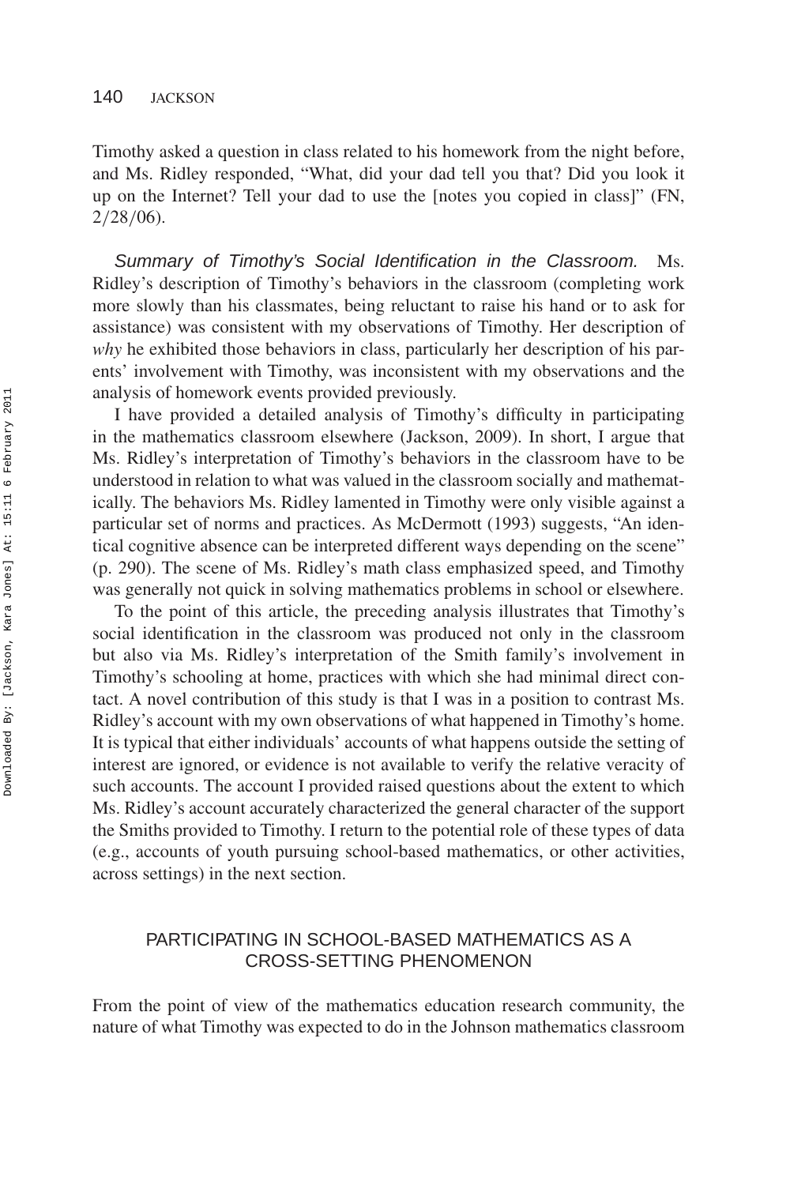Timothy asked a question in class related to his homework from the night before, and Ms. Ridley responded, "What, did your dad tell you that? Did you look it up on the Internet? Tell your dad to use the [notes you copied in class]" (FN, 2/28/06).

*Summary of Timothy's Social Identification in the Classroom.* Ms. Ridley's description of Timothy's behaviors in the classroom (completing work more slowly than his classmates, being reluctant to raise his hand or to ask for assistance) was consistent with my observations of Timothy. Her description of *why* he exhibited those behaviors in class, particularly her description of his parents' involvement with Timothy, was inconsistent with my observations and the analysis of homework events provided previously.

I have provided a detailed analysis of Timothy's difficulty in participating in the mathematics classroom elsewhere (Jackson, 2009). In short, I argue that Ms. Ridley's interpretation of Timothy's behaviors in the classroom have to be understood in relation to what was valued in the classroom socially and mathematically. The behaviors Ms. Ridley lamented in Timothy were only visible against a particular set of norms and practices. As McDermott (1993) suggests, "An identical cognitive absence can be interpreted different ways depending on the scene" (p. 290). The scene of Ms. Ridley's math class emphasized speed, and Timothy was generally not quick in solving mathematics problems in school or elsewhere.

To the point of this article, the preceding analysis illustrates that Timothy's social identification in the classroom was produced not only in the classroom but also via Ms. Ridley's interpretation of the Smith family's involvement in Timothy's schooling at home, practices with which she had minimal direct contact. A novel contribution of this study is that I was in a position to contrast Ms. Ridley's account with my own observations of what happened in Timothy's home. It is typical that either individuals' accounts of what happens outside the setting of interest are ignored, or evidence is not available to verify the relative veracity of such accounts. The account I provided raised questions about the extent to which Ms. Ridley's account accurately characterized the general character of the support the Smiths provided to Timothy. I return to the potential role of these types of data (e.g., accounts of youth pursuing school-based mathematics, or other activities, across settings) in the next section.

## PARTICIPATING IN SCHOOL-BASED MATHEMATICS AS A CROSS-SETTING PHENOMENON

From the point of view of the mathematics education research community, the nature of what Timothy was expected to do in the Johnson mathematics classroom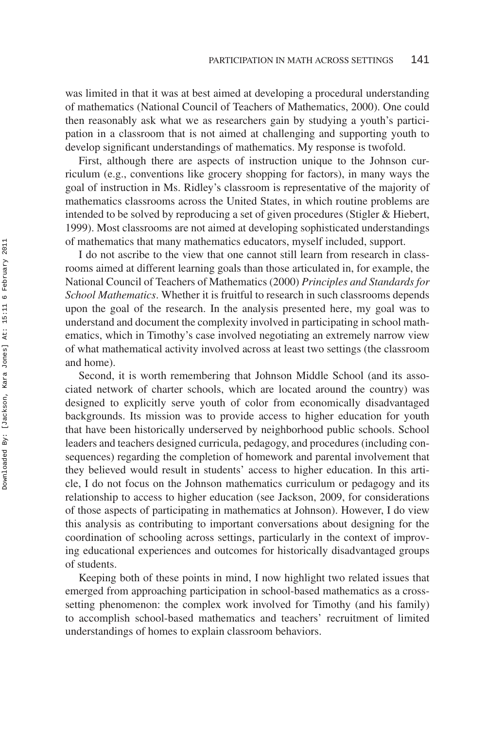was limited in that it was at best aimed at developing a procedural understanding of mathematics (National Council of Teachers of Mathematics, 2000). One could then reasonably ask what we as researchers gain by studying a youth's participation in a classroom that is not aimed at challenging and supporting youth to develop significant understandings of mathematics. My response is twofold.

First, although there are aspects of instruction unique to the Johnson curriculum (e.g., conventions like grocery shopping for factors), in many ways the goal of instruction in Ms. Ridley's classroom is representative of the majority of mathematics classrooms across the United States, in which routine problems are intended to be solved by reproducing a set of given procedures (Stigler & Hiebert, 1999). Most classrooms are not aimed at developing sophisticated understandings of mathematics that many mathematics educators, myself included, support.

I do not ascribe to the view that one cannot still learn from research in classrooms aimed at different learning goals than those articulated in, for example, the National Council of Teachers of Mathematics (2000) *Principles and Standards for School Mathematics*. Whether it is fruitful to research in such classrooms depends upon the goal of the research. In the analysis presented here, my goal was to understand and document the complexity involved in participating in school mathematics, which in Timothy's case involved negotiating an extremely narrow view of what mathematical activity involved across at least two settings (the classroom and home).

Second, it is worth remembering that Johnson Middle School (and its associated network of charter schools, which are located around the country) was designed to explicitly serve youth of color from economically disadvantaged backgrounds. Its mission was to provide access to higher education for youth that have been historically underserved by neighborhood public schools. School leaders and teachers designed curricula, pedagogy, and procedures (including consequences) regarding the completion of homework and parental involvement that they believed would result in students' access to higher education. In this article, I do not focus on the Johnson mathematics curriculum or pedagogy and its relationship to access to higher education (see Jackson, 2009, for considerations of those aspects of participating in mathematics at Johnson). However, I do view this analysis as contributing to important conversations about designing for the coordination of schooling across settings, particularly in the context of improving educational experiences and outcomes for historically disadvantaged groups of students.

Keeping both of these points in mind, I now highlight two related issues that emerged from approaching participation in school-based mathematics as a cross-setting phenomenon: the complex work involved for Timothy (and his family) to accomplish school-based mathematics and teachers' recruitment of limited understandings of homes to explain classroom behaviors.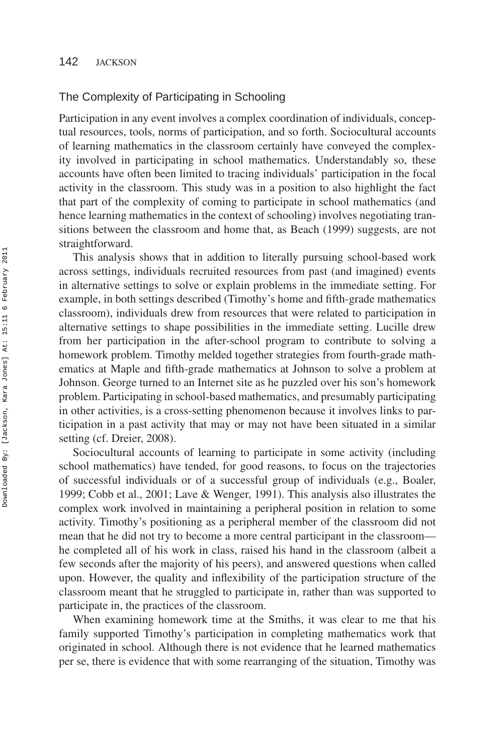## The Complexity of Participating in Schooling

Participation in any event involves a complex coordination of individuals, conceptual resources, tools, norms of participation, and so forth. Sociocultural accounts of learning mathematics in the classroom certainly have conveyed the complexity involved in participating in school mathematics. Understandably so, these accounts have often been limited to tracing individuals' participation in the focal activity in the classroom. This study was in a position to also highlight the fact that part of the complexity of coming to participate in school mathematics (and hence learning mathematics in the context of schooling) involves negotiating transitions between the classroom and home that, as Beach (1999) suggests, are not straightforward.

This analysis shows that in addition to literally pursuing school-based work across settings, individuals recruited resources from past (and imagined) events in alternative settings to solve or explain problems in the immediate setting. For example, in both settings described (Timothy's home and fifth-grade mathematics classroom), individuals drew from resources that were related to participation in alternative settings to shape possibilities in the immediate setting. Lucille drew from her participation in the after-school program to contribute to solving a homework problem. Timothy melded together strategies from fourth-grade mathematics at Maple and fifth-grade mathematics at Johnson to solve a problem at Johnson. George turned to an Internet site as he puzzled over his son's homework problem. Participating in school-based mathematics, and presumably participating in other activities, is a cross-setting phenomenon because it involves links to participation in a past activity that may or may not have been situated in a similar setting (cf. Dreier, 2008).

Sociocultural accounts of learning to participate in some activity (including school mathematics) have tended, for good reasons, to focus on the trajectories of successful individuals or of a successful group of individuals (e.g., Boaler, 1999; Cobb et al., 2001; Lave & Wenger, 1991). This analysis also illustrates the complex work involved in maintaining a peripheral position in relation to some activity. Timothy's positioning as a peripheral member of the classroom did not mean that he did not try to become a more central participant in the classroom—he completed all of his work in class, raised his hand in the classroom (albeit a few seconds after the majority of his peers), and answered questions when called upon. However, the quality and inflexibility of the participation structure of the classroom meant that he struggled to participate in, rather than was supported to participate in, the practices of the classroom.

When examining homework time at the Smiths, it was clear to me that his family supported Timothy's participation in completing mathematics work that originated in school. Although there is not evidence that he learned mathematics per se, there is evidence that with some rearranging of the situation, Timothy was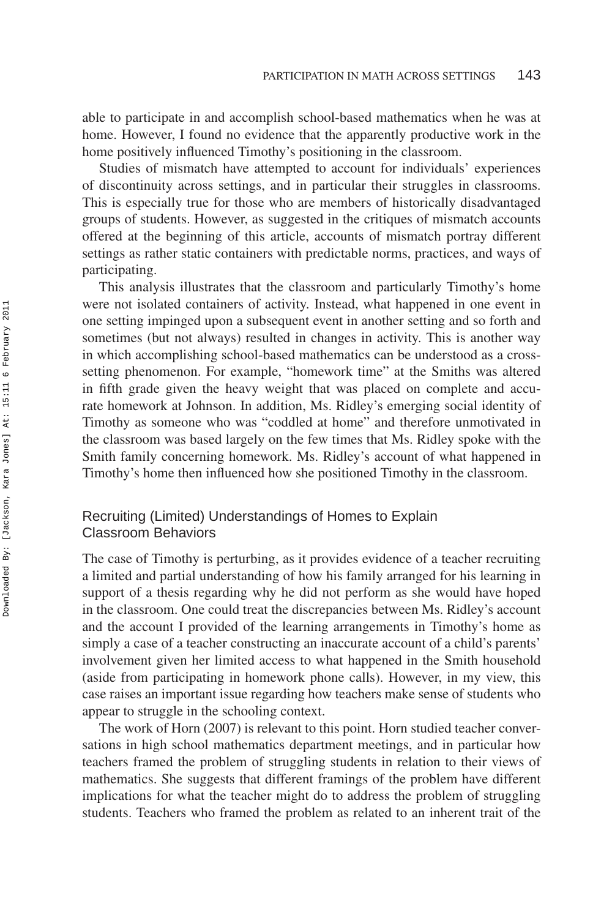able to participate in and accomplish school-based mathematics when he was at home. However, I found no evidence that the apparently productive work in the home positively influenced Timothy's positioning in the classroom.

Studies of mismatch have attempted to account for individuals' experiences of discontinuity across settings, and in particular their struggles in classrooms. This is especially true for those who are members of historically disadvantaged groups of students. However, as suggested in the critiques of mismatch accounts offered at the beginning of this article, accounts of mismatch portray different settings as rather static containers with predictable norms, practices, and ways of participating.

This analysis illustrates that the classroom and particularly Timothy's home were not isolated containers of activity. Instead, what happened in one event in one setting impinged upon a subsequent event in another setting and so forth and sometimes (but not always) resulted in changes in activity. This is another way in which accomplishing school-based mathematics can be understood as a cross-setting phenomenon. For example, "homework time" at the Smiths was altered in fifth grade given the heavy weight that was placed on complete and accurate homework at Johnson. In addition, Ms. Ridley's emerging social identity of Timothy as someone who was "coddled at home" and therefore unmotivated in the classroom was based largely on the few times that Ms. Ridley spoke with the Smith family concerning homework. Ms. Ridley's account of what happened in Timothy's home then influenced how she positioned Timothy in the classroom.

### Recruiting (Limited) Understandings of Homes to Explain Classroom Behaviors

The case of Timothy is perturbing, as it provides evidence of a teacher recruiting a limited and partial understanding of how his family arranged for his learning in support of a thesis regarding why he did not perform as she would have hoped in the classroom. One could treat the discrepancies between Ms. Ridley's account and the account I provided of the learning arrangements in Timothy's home as simply a case of a teacher constructing an inaccurate account of a child's parents' involvement given her limited access to what happened in the Smith household (aside from participating in homework phone calls). However, in my view, this case raises an important issue regarding how teachers make sense of students who appear to struggle in the schooling context.

The work of Horn (2007) is relevant to this point. Horn studied teacher conversations in high school mathematics department meetings, and in particular how teachers framed the problem of struggling students in relation to their views of mathematics. She suggests that different framings of the problem have different implications for what the teacher might do to address the problem of struggling students. Teachers who framed the problem as related to an inherent trait of the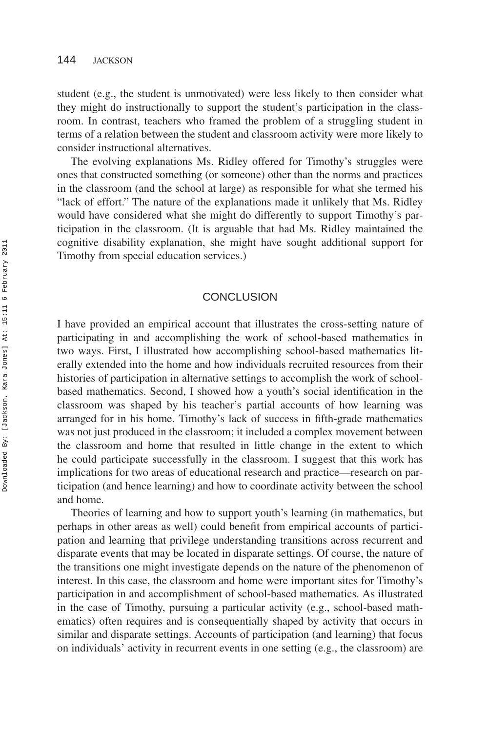student (e.g., the student is unmotivated) were less likely to then consider what they might do instructionally to support the student's participation in the classroom. In contrast, teachers who framed the problem of a struggling student in terms of a relation between the student and classroom activity were more likely to consider instructional alternatives.

The evolving explanations Ms. Ridley offered for Timothy's struggles were ones that constructed something (or someone) other than the norms and practices in the classroom (and the school at large) as responsible for what she termed his "lack of effort." The nature of the explanations made it unlikely that Ms. Ridley would have considered what she might do differently to support Timothy's participation in the classroom. (It is arguable that had Ms. Ridley maintained the cognitive disability explanation, she might have sought additional support for Timothy from special education services.)

## CONCLUSION

I have provided an empirical account that illustrates the cross-setting nature of participating in and accomplishing the work of school-based mathematics in two ways. First, I illustrated how accomplishing school-based mathematics literally extended into the home and how individuals recruited resources from their histories of participation in alternative settings to accomplish the work of school-based mathematics. Second, I showed how a youth's social identification in the classroom was shaped by his teacher's partial accounts of how learning was arranged for in his home. Timothy's lack of success in fifth-grade mathematics was not just produced in the classroom; it included a complex movement between the classroom and home that resulted in little change in the extent to which he could participate successfully in the classroom. I suggest that this work has implications for two areas of educational research and practice—research on participation (and hence learning) and how to coordinate activity between the school and home.

Theories of learning and how to support youth's learning (in mathematics, but perhaps in other areas as well) could benefit from empirical accounts of participation and learning that privilege understanding transitions across recurrent and disparate events that may be located in disparate settings. Of course, the nature of the transitions one might investigate depends on the nature of the phenomenon of interest. In this case, the classroom and home were important sites for Timothy's participation in and accomplishment of school-based mathematics. As illustrated in the case of Timothy, pursuing a particular activity (e.g., school-based mathematics) often requires and is consequentially shaped by activity that occurs in similar and disparate settings. Accounts of participation (and learning) that focus on individuals' activity in recurrent events in one setting (e.g., the classroom) are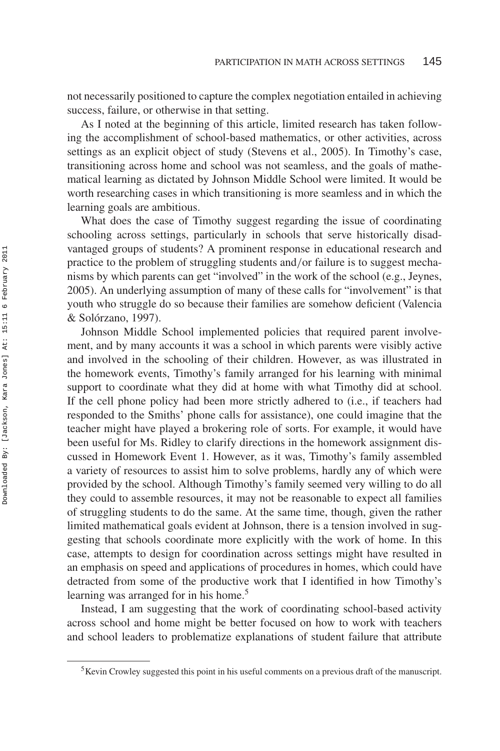not necessarily positioned to capture the complex negotiation entailed in achieving success, failure, or otherwise in that setting.

As I noted at the beginning of this article, limited research has taken following the accomplishment of school-based mathematics, or other activities, across settings as an explicit object of study (Stevens et al., 2005). In Timothy's case, transitioning across home and school was not seamless, and the goals of mathematical learning as dictated by Johnson Middle School were limited. It would be worth researching cases in which transitioning is more seamless and in which the learning goals are ambitious.

What does the case of Timothy suggest regarding the issue of coordinating schooling across settings, particularly in schools that serve historically disadvantaged groups of students? A prominent response in educational research and practice to the problem of struggling students and/or failure is to suggest mechanisms by which parents can get "involved" in the work of the school (e.g., Jeynes, 2005). An underlying assumption of many of these calls for "involvement" is that youth who struggle do so because their families are somehow deficient (Valencia & Solórzano, 1997).

Johnson Middle School implemented policies that required parent involvement, and by many accounts it was a school in which parents were visibly active and involved in the schooling of their children. However, as was illustrated in the homework events, Timothy's family arranged for his learning with minimal support to coordinate what they did at home with what Timothy did at school. If the cell phone policy had been more strictly adhered to (i.e., if teachers had responded to the Smiths' phone calls for assistance), one could imagine that the teacher might have played a brokering role of sorts. For example, it would have been useful for Ms. Ridley to clarify directions in the homework assignment discussed in Homework Event 1. However, as it was, Timothy's family assembled a variety of resources to assist him to solve problems, hardly any of which were provided by the school. Although Timothy's family seemed very willing to do all they could to assemble resources, it may not be reasonable to expect all families of struggling students to do the same. At the same time, though, given the rather limited mathematical goals evident at Johnson, there is a tension involved in suggesting that schools coordinate more explicitly with the work of home. In this case, attempts to design for coordination across settings might have resulted in an emphasis on speed and applications of procedures in homes, which could have detracted from some of the productive work that I identified in how Timothy's learning was arranged for in his home.[5]

Instead, I am suggesting that the work of coordinating school-based activity across school and home might be better focused on how to work with teachers and school leaders to problematize explanations of student failure that attribute

[5] Kevin Crowley suggested this point in his useful comments on a previous draft of the manuscript.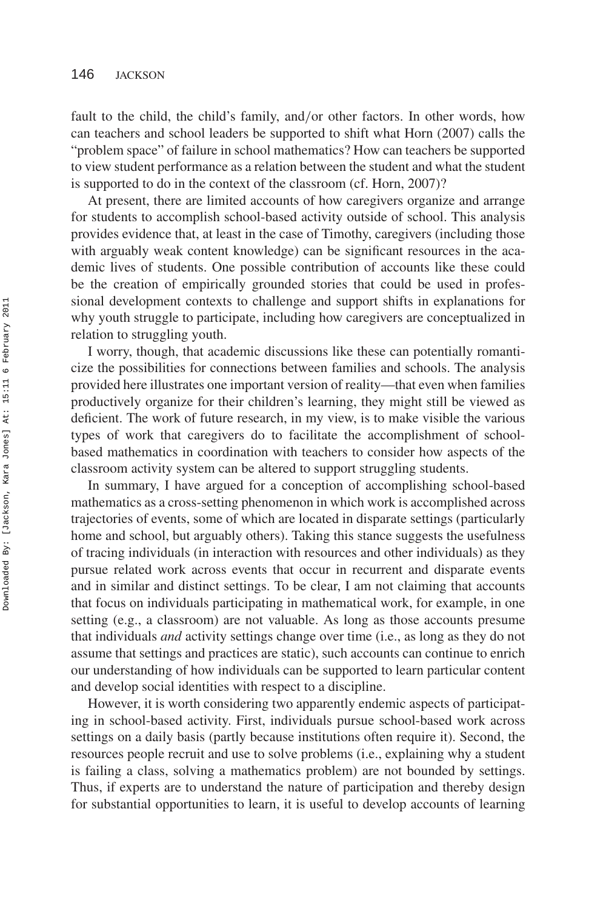fault to the child, the child's family, and/or other factors. In other words, how can teachers and school leaders be supported to shift what Horn (2007) calls the "problem space" of failure in school mathematics? How can teachers be supported to view student performance as a relation between the student and what the student is supported to do in the context of the classroom (cf. Horn, 2007)?

At present, there are limited accounts of how caregivers organize and arrange for students to accomplish school-based activity outside of school. This analysis provides evidence that, at least in the case of Timothy, caregivers (including those with arguably weak content knowledge) can be significant resources in the academic lives of students. One possible contribution of accounts like these could be the creation of empirically grounded stories that could be used in professional development contexts to challenge and support shifts in explanations for why youth struggle to participate, including how caregivers are conceptualized in relation to struggling youth.

I worry, though, that academic discussions like these can potentially romanticize the possibilities for connections between families and schools. The analysis provided here illustrates one important version of reality—that even when families productively organize for their children's learning, they might still be viewed as deficient. The work of future research, in my view, is to make visible the various types of work that caregivers do to facilitate the accomplishment of school-based mathematics in coordination with teachers to consider how aspects of the classroom activity system can be altered to support struggling students.

In summary, I have argued for a conception of accomplishing school-based mathematics as a cross-setting phenomenon in which work is accomplished across trajectories of events, some of which are located in disparate settings (particularly home and school, but arguably others). Taking this stance suggests the usefulness of tracing individuals (in interaction with resources and other individuals) as they pursue related work across events that occur in recurrent and disparate events and in similar and distinct settings. To be clear, I am not claiming that accounts that focus on individuals participating in mathematical work, for example, in one setting (e.g., a classroom) are not valuable. As long as those accounts presume that individuals *and* activity settings change over time (i.e., as long as they do not assume that settings and practices are static), such accounts can continue to enrich our understanding of how individuals can be supported to learn particular content and develop social identities with respect to a discipline.

However, it is worth considering two apparently endemic aspects of participating in school-based activity. First, individuals pursue school-based work across settings on a daily basis (partly because institutions often require it). Second, the resources people recruit and use to solve problems (i.e., explaining why a student is failing a class, solving a mathematics problem) are not bounded by settings. Thus, if experts are to understand the nature of participation and thereby design for substantial opportunities to learn, it is useful to develop accounts of learning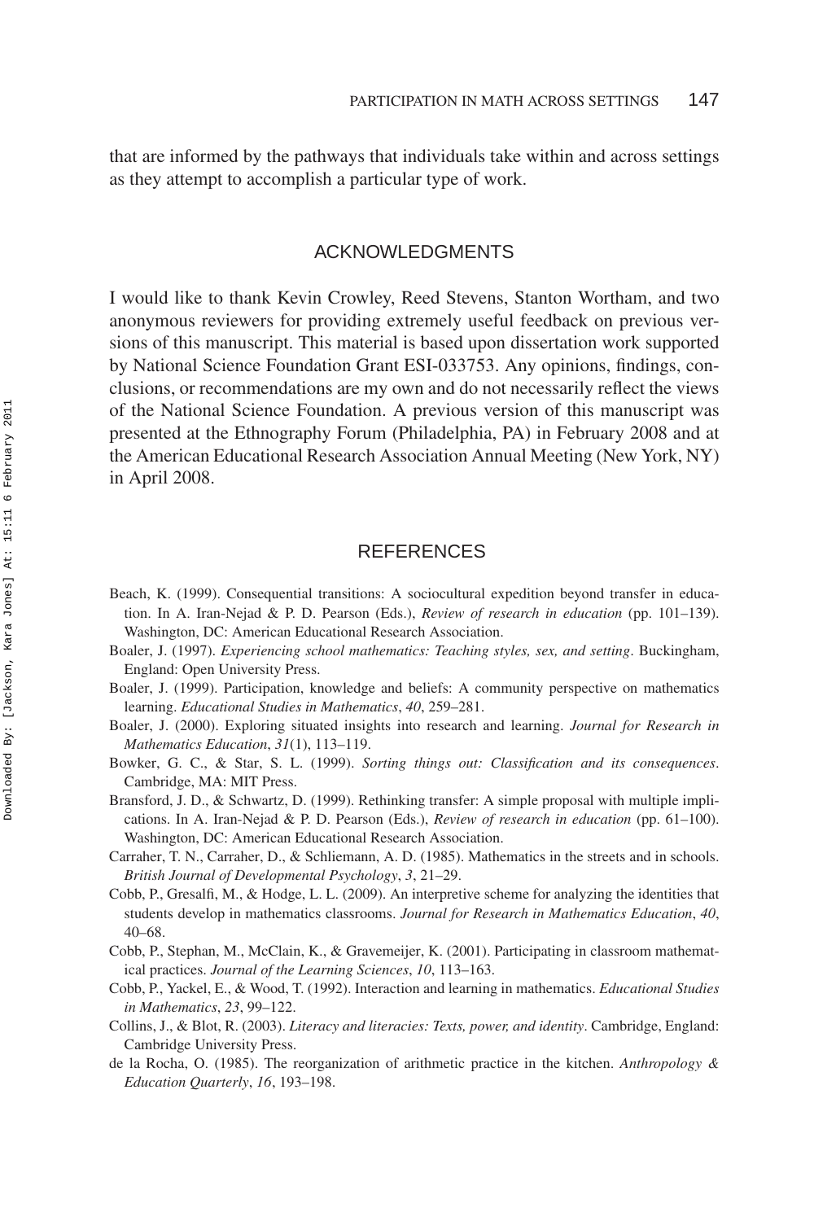that are informed by the pathways that individuals take within and across settings as they attempt to accomplish a particular type of work.

## ACKNOWLEDGMENTS

I would like to thank Kevin Crowley, Reed Stevens, Stanton Wortham, and two anonymous reviewers for providing extremely useful feedback on previous versions of this manuscript. This material is based upon dissertation work supported by National Science Foundation Grant ESI-033753. Any opinions, findings, conclusions, or recommendations are my own and do not necessarily reflect the views of the National Science Foundation. A previous version of this manuscript was presented at the Ethnography Forum (Philadelphia, PA) in February 2008 and at the American Educational Research Association Annual Meeting (New York, NY) in April 2008.

## REFERENCES

Beach, K. (1999). Consequential transitions: A sociocultural expedition beyond transfer in education. In A. Iran-Nejad & P. D. Pearson (Eds.), *Review of research in education* (pp. 101–139). Washington, DC: American Educational Research Association.

Boaler, J. (1997). *Experiencing school mathematics: Teaching styles, sex, and setting*. Buckingham, England: Open University Press.

Boaler, J. (1999). Participation, knowledge and beliefs: A community perspective on mathematics learning. *Educational Studies in Mathematics*, *40*, 259–281.

Boaler, J. (2000). Exploring situated insights into research and learning. *Journal for Research in Mathematics Education*, *31*(1), 113–119.

Bowker, G. C., & Star, S. L. (1999). *Sorting things out: Classification and its consequences*. Cambridge, MA: MIT Press.

Bransford, J. D., & Schwartz, D. (1999). Rethinking transfer: A simple proposal with multiple implications. In A. Iran-Nejad & P. D. Pearson (Eds.), *Review of research in education* (pp. 61–100). Washington, DC: American Educational Research Association.

Carraher, T. N., Carraher, D., & Schliemann, A. D. (1985). Mathematics in the streets and in schools. *British Journal of Developmental Psychology*, *3*, 21–29.

Cobb, P., Gresalfi, M., & Hodge, L. L. (2009). An interpretive scheme for analyzing the identities that students develop in mathematics classrooms. *Journal for Research in Mathematics Education*, *40*, 40–68.

Cobb, P., Stephan, M., McClain, K., & Gravemeijer, K. (2001). Participating in classroom mathematical practices. *Journal of the Learning Sciences*, *10*, 113–163.

Cobb, P., Yackel, E., & Wood, T. (1992). Interaction and learning in mathematics. *Educational Studies in Mathematics*, *23*, 99–122.

Collins, J., & Blot, R. (2003). *Literacy and literacies: Texts, power, and identity*. Cambridge, England: Cambridge University Press.

de la Rocha, O. (1985). The reorganization of arithmetic practice in the kitchen. *Anthropology & Education Quarterly*, *16*, 193–198.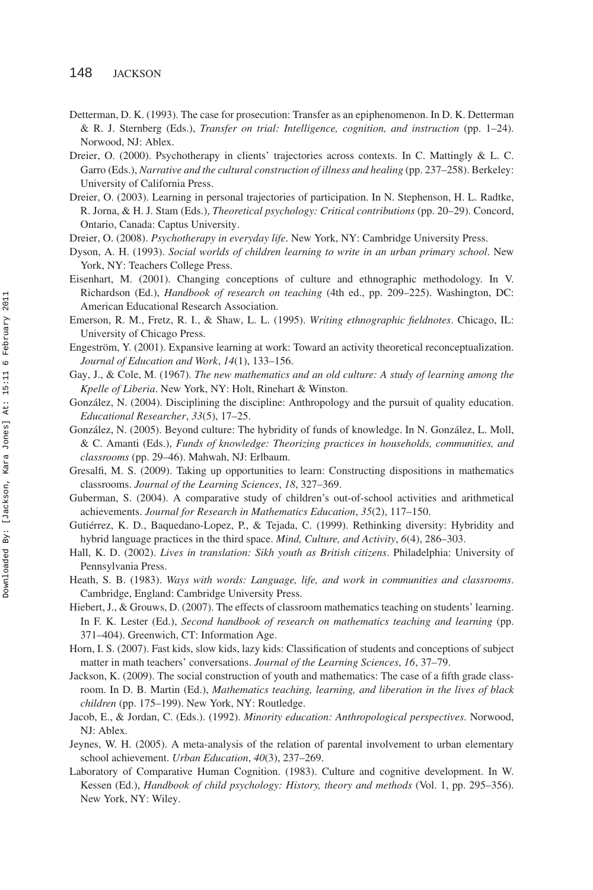Detterman, D. K. (1993). The case for prosecution: Transfer as an epiphenomenon. In D. K. Detterman & R. J. Sternberg (Eds.), *Transfer on trial: Intelligence, cognition, and instruction* (pp. 1–24). Norwood, NJ: Ablex.

Dreier, O. (2000). Psychotherapy in clients' trajectories across contexts. In C. Mattingly & L. C. Garro (Eds.), *Narrative and the cultural construction of illness and healing* (pp. 237–258). Berkeley: University of California Press.

Dreier, O. (2003). Learning in personal trajectories of participation. In N. Stephenson, H. L. Radtke, R. Jorna, & H. J. Stam (Eds.), *Theoretical psychology: Critical contributions* (pp. 20–29). Concord, Ontario, Canada: Captus University.

Dreier, O. (2008). *Psychotherapy in everyday life*. New York, NY: Cambridge University Press.

Dyson, A. H. (1993). *Social worlds of children learning to write in an urban primary school*. New York, NY: Teachers College Press.

Eisenhart, M. (2001). Changing conceptions of culture and ethnographic methodology. In V. Richardson (Ed.), *Handbook of research on teaching* (4th ed., pp. 209–225). Washington, DC: American Educational Research Association.

Emerson, R. M., Fretz, R. I., & Shaw, L. L. (1995). *Writing ethnographic fieldnotes*. Chicago, IL: University of Chicago Press.

Engeström, Y. (2001). Expansive learning at work: Toward an activity theoretical reconceptualization. *Journal of Education and Work*, *14*(1), 133–156.

Gay, J., & Cole, M. (1967). *The new mathematics and an old culture: A study of learning among the Kpelle of Liberia*. New York, NY: Holt, Rinehart & Winston.

González, N. (2004). Disciplining the discipline: Anthropology and the pursuit of quality education. *Educational Researcher*, *33*(5), 17–25.

González, N. (2005). Beyond culture: The hybridity of funds of knowledge. In N. González, L. Moll, & C. Amanti (Eds.), *Funds of knowledge: Theorizing practices in households, communities, and classrooms* (pp. 29–46). Mahwah, NJ: Erlbaum.

Gresalfi, M. S. (2009). Taking up opportunities to learn: Constructing dispositions in mathematics classrooms. *Journal of the Learning Sciences*, *18*, 327–369.

Guberman, S. (2004). A comparative study of children's out-of-school activities and arithmetical achievements. *Journal for Research in Mathematics Education*, *35*(2), 117–150.

Gutiérrez, K. D., Baquedano-Lopez, P., & Tejada, C. (1999). Rethinking diversity: Hybridity and hybrid language practices in the third space. *Mind, Culture, and Activity*, *6*(4), 286–303.

Hall, K. D. (2002). *Lives in translation: Sikh youth as British citizens*. Philadelphia: University of Pennsylvania Press.

Heath, S. B. (1983). *Ways with words: Language, life, and work in communities and classrooms*. Cambridge, England: Cambridge University Press.

Hiebert, J., & Grouws, D. (2007). The effects of classroom mathematics teaching on students' learning. In F. K. Lester (Ed.), *Second handbook of research on mathematics teaching and learning* (pp. 371–404). Greenwich, CT: Information Age.

Horn, I. S. (2007). Fast kids, slow kids, lazy kids: Classification of students and conceptions of subject matter in math teachers' conversations. *Journal of the Learning Sciences*, *16*, 37–79.

Jackson, K. (2009). The social construction of youth and mathematics: The case of a fifth grade classroom. In D. B. Martin (Ed.), *Mathematics teaching, learning, and liberation in the lives of black children* (pp. 175–199). New York, NY: Routledge.

Jacob, E., & Jordan, C. (Eds.). (1992). *Minority education: Anthropological perspectives*. Norwood, NJ: Ablex.

Jeynes, W. H. (2005). A meta-analysis of the relation of parental involvement to urban elementary school achievement. *Urban Education*, *40*(3), 237–269.

Laboratory of Comparative Human Cognition. (1983). Culture and cognitive development. In W. Kessen (Ed.), *Handbook of child psychology: History, theory and methods* (Vol. 1, pp. 295–356). New York, NY: Wiley.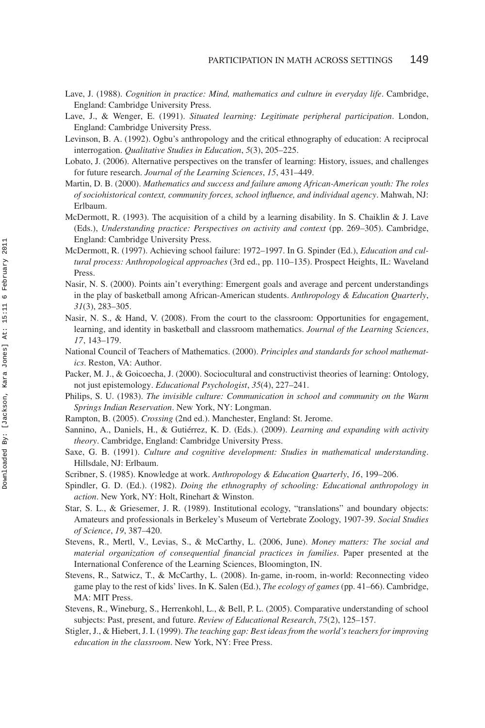Lave, J. (1988). *Cognition in practice: Mind, mathematics and culture in everyday life*. Cambridge, England: Cambridge University Press.

Lave, J., & Wenger, E. (1991). *Situated learning: Legitimate peripheral participation*. London, England: Cambridge University Press.

Levinson, B. A. (1992). Ogbu's anthropology and the critical ethnography of education: A reciprocal interrogation. *Qualitative Studies in Education*, *5*(3), 205–225.

Lobato, J. (2006). Alternative perspectives on the transfer of learning: History, issues, and challenges for future research. *Journal of the Learning Sciences*, *15*, 431–449.

Martin, D. B. (2000). *Mathematics and success and failure among African-American youth: The roles of sociohistorical context, community forces, school influence, and individual agency*. Mahwah, NJ: Erlbaum.

McDermott, R. (1993). The acquisition of a child by a learning disability. In S. Chaiklin & J. Lave (Eds.), *Understanding practice: Perspectives on activity and context* (pp. 269–305). Cambridge, England: Cambridge University Press.

McDermott, R. (1997). Achieving school failure: 1972–1997. In G. Spinder (Ed.), *Education and cultural process: Anthropological approaches* (3rd ed., pp. 110–135). Prospect Heights, IL: Waveland Press.

Nasir, N. S. (2000). Points ain't everything: Emergent goals and average and percent understandings in the play of basketball among African-American students. *Anthropology & Education Quarterly*, *31*(3), 283–305.

Nasir, N. S., & Hand, V. (2008). From the court to the classroom: Opportunities for engagement, learning, and identity in basketball and classroom mathematics. *Journal of the Learning Sciences*, *17*, 143–179.

National Council of Teachers of Mathematics. (2000). *Principles and standards for school mathematics*. Reston, VA: Author.

Packer, M. J., & Goicoecha, J. (2000). Sociocultural and constructivist theories of learning: Ontology, not just epistemology. *Educational Psychologist*, *35*(4), 227–241.

Philips, S. U. (1983). *The invisible culture: Communication in school and community on the Warm Springs Indian Reservation*. New York, NY: Longman.

Rampton, B. (2005). *Crossing* (2nd ed.). Manchester, England: St. Jerome.

Sannino, A., Daniels, H., & Gutiérrez, K. D. (Eds.). (2009). *Learning and expanding with activity theory*. Cambridge, England: Cambridge University Press.

Saxe, G. B. (1991). *Culture and cognitive development: Studies in mathematical understanding*. Hillsdale, NJ: Erlbaum.

Scribner, S. (1985). Knowledge at work. *Anthropology & Education Quarterly*, *16*, 199–206.

Spindler, G. D. (Ed.). (1982). *Doing the ethnography of schooling: Educational anthropology in action*. New York, NY: Holt, Rinehart & Winston.

Star, S. L., & Griesemer, J. R. (1989). Institutional ecology, "translations" and boundary objects: Amateurs and professionals in Berkeley's Museum of Vertebrate Zoology, 1907-39. *Social Studies of Science*, *19*, 387–420.

Stevens, R., Mertl, V., Levias, S., & McCarthy, L. (2006, June). *Money matters: The social and material organization of consequential financial practices in families*. Paper presented at the International Conference of the Learning Sciences, Bloomington, IN.

Stevens, R., Satwicz, T., & McCarthy, L. (2008). In-game, in-room, in-world: Reconnecting video game play to the rest of kids' lives. In K. Salen (Ed.), *The ecology of games* (pp. 41–66). Cambridge, MA: MIT Press.

Stevens, R., Wineburg, S., Herrenkohl, L., & Bell, P. L. (2005). Comparative understanding of school subjects: Past, present, and future. *Review of Educational Research*, *75*(2), 125–157.

Stigler, J., & Hiebert, J. I. (1999). *The teaching gap: Best ideas from the world's teachers for improving education in the classroom*. New York, NY: Free Press.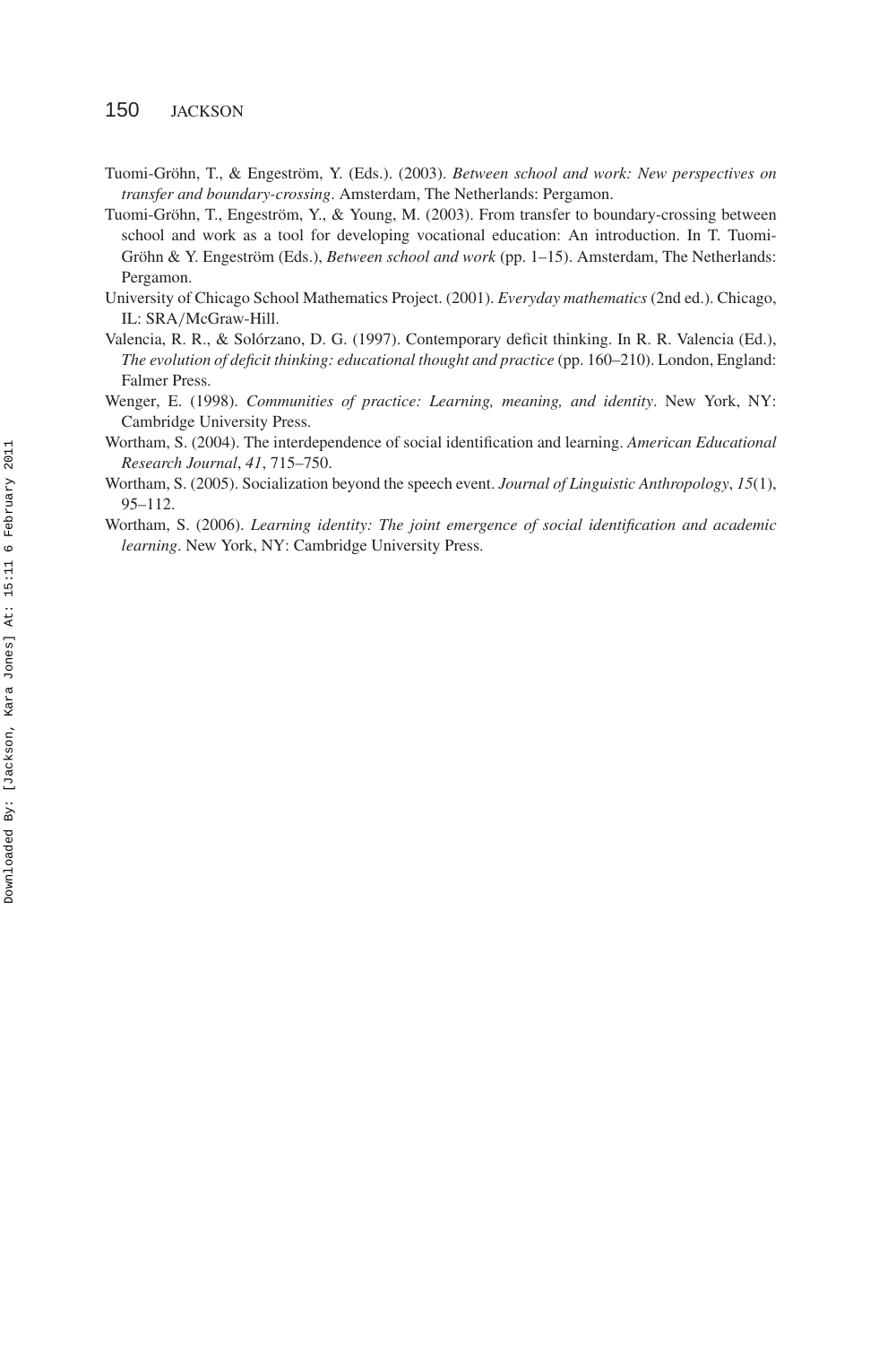Tuomi-Gröhn, T., & Engeström, Y. (Eds.). (2003). *Between school and work: New perspectives on transfer and boundary-crossing*. Amsterdam, The Netherlands: Pergamon.

Tuomi-Gröhn, T., Engeström, Y., & Young, M. (2003). From transfer to boundary-crossing between school and work as a tool for developing vocational education: An introduction. In T. Tuomi-Gröhn & Y. Engeström (Eds.), *Between school and work* (pp. 1–15). Amsterdam, The Netherlands: Pergamon.

University of Chicago School Mathematics Project. (2001). *Everyday mathematics* (2nd ed.). Chicago, IL: SRA/McGraw-Hill.

Valencia, R. R., & Solórzano, D. G. (1997). Contemporary deficit thinking. In R. R. Valencia (Ed.), *The evolution of deficit thinking: educational thought and practice* (pp. 160–210). London, England: Falmer Press.

Wenger, E. (1998). *Communities of practice: Learning, meaning, and identity*. New York, NY: Cambridge University Press.

Wortham, S. (2004). The interdependence of social identification and learning. *American Educational Research Journal*, *41*, 715–750.

Wortham, S. (2005). Socialization beyond the speech event. *Journal of Linguistic Anthropology*, *15*(1), 95–112.

Wortham, S. (2006). *Learning identity: The joint emergence of social identification and academic learning*. New York, NY: Cambridge University Press.